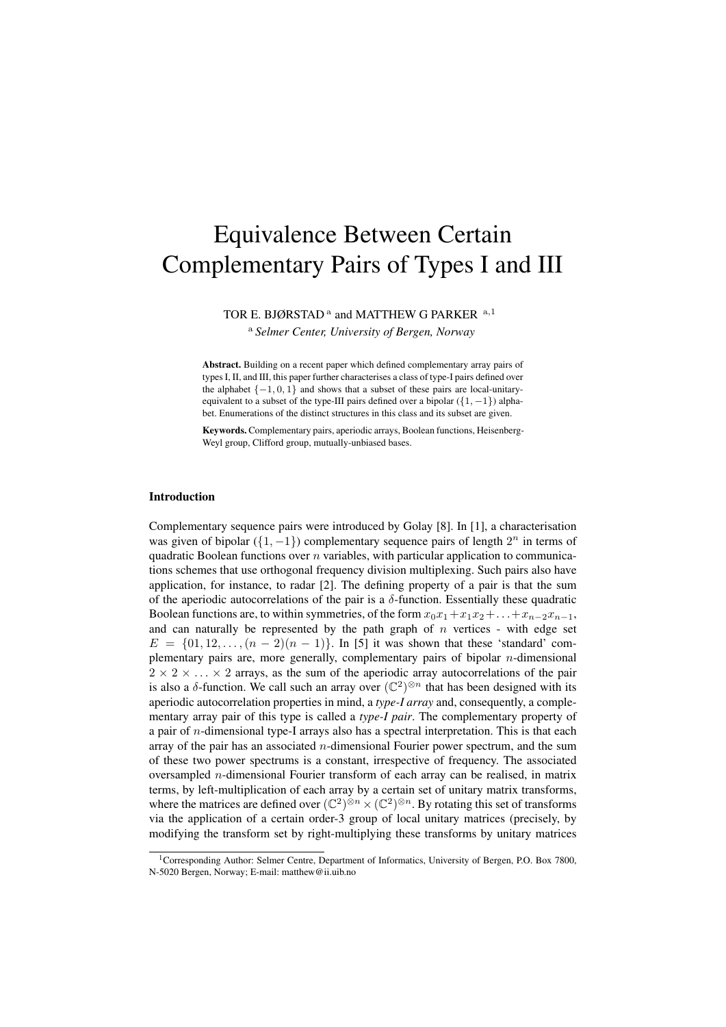# Equivalence Between Certain Complementary Pairs of Types I and III

TOR E. BJØRSTAD [a] and MATTHEW G PARKER [a,1]

[a] *Selmer Center, University of Bergen, Norway*

**Abstract.** Building on a recent paper which defined complementary array pairs of types I, II, and III, this paper further characterises a class of type-I pairs defined over the alphabet $\{-1, 0, 1\}$ and shows that a subset of these pairs are local-unitary-equivalent to a subset of the type-III pairs defined over a bipolar ($\{1, -1\}$) alphabet. Enumerations of the distinct structures in this class and its subset are given.

**Keywords.** Complementary pairs, aperiodic arrays, Boolean functions, Heisenberg-Weyl group, Clifford group, mutually-unbiased bases.

## Introduction

Complementary sequence pairs were introduced by Golay [8]. In [1], a characterisation was given of bipolar ($\{1, -1\}$) complementary sequence pairs of length $2^n$ in terms of quadratic Boolean functions over $n$ variables, with particular application to communications schemes that use orthogonal frequency division multiplexing. Such pairs also have application, for instance, to radar [2]. The defining property of a pair is that the sum of the aperiodic autocorrelations of the pair is a $\delta$-function. Essentially these quadratic Boolean functions are, to within symmetries, of the form $x_0x_1 + x_1x_2 + \ldots + x_{n-2}x_{n-1}$, and can naturally be represented by the path graph of $n$ vertices - with edge set $E = \{01, 12, \ldots, (n-2)(n-1)\}$. In [5] it was shown that these 'standard' complementary pairs are, more generally, complementary pairs of bipolar $n$-dimensional $2 \times 2 \times \ldots \times 2$ arrays, as the sum of the aperiodic array autocorrelations of the pair is also a $\delta$-function. We call such an array over $(\mathbb{C}^2)^{\otimes n}$ that has been designed with its aperiodic autocorrelation properties in mind, a *type-I array* and, consequently, a complementary array pair of this type is called a *type-I pair*. The complementary property of a pair of $n$-dimensional type-I arrays also has a spectral interpretation. This is that each array of the pair has an associated $n$-dimensional Fourier power spectrum, and the sum of these two power spectrums is a constant, irrespective of frequency. The associated oversampled $n$-dimensional Fourier transform of each array can be realised, in matrix terms, by left-multiplication of each array by a certain set of unitary matrix transforms, where the matrices are defined over $(\mathbb{C}^2)^{\otimes n} \times (\mathbb{C}^2)^{\otimes n}$. By rotating this set of transforms via the application of a certain order-3 group of local unitary matrices (precisely, by modifying the transform set by right-multiplying these transforms by unitary matrices

[1] Corresponding Author: Selmer Centre, Department of Informatics, University of Bergen, P.O. Box 7800, N-5020 Bergen, Norway; E-mail: matthew@ii.uib.no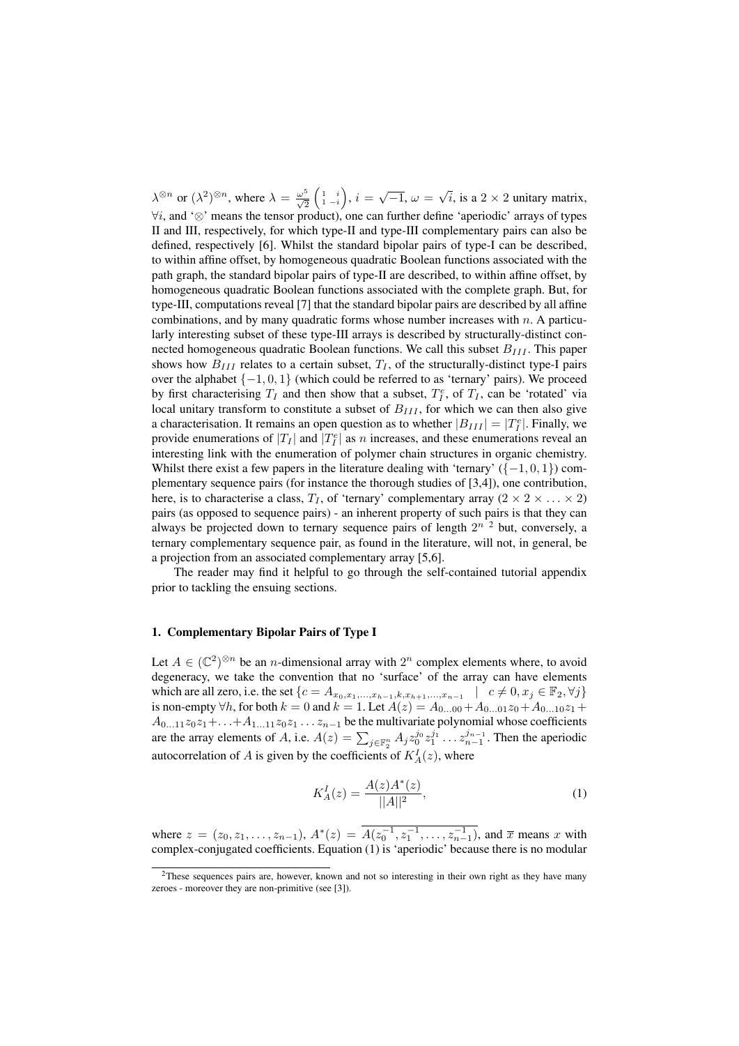$\lambda^{\otimes n}$ or $(\lambda^2)^{\otimes n}$, where $\lambda = \frac{\omega^5}{\sqrt{2}}\begin{pmatrix} 1 & i \\ 1 & -i \end{pmatrix}$, $i = \sqrt{-1}$, $\omega = \sqrt{i}$, is a $2 \times 2$ unitary matrix, $\forall i$, and '$\otimes$' means the tensor product), one can further define 'aperiodic' arrays of types II and III, respectively, for which type-II and type-III complementary pairs can also be defined, respectively [6]. Whilst the standard bipolar pairs of type-I can be described, to within affine offset, by homogeneous quadratic Boolean functions associated with the path graph, the standard bipolar pairs of type-II are described, to within affine offset, by homogeneous quadratic Boolean functions associated with the complete graph. But, for type-III, computations reveal [7] that the standard bipolar pairs are described by all affine combinations, and by many quadratic forms whose number increases with $n$. A particularly interesting subset of these type-III arrays is described by structurally-distinct connected homogeneous quadratic Boolean functions. We call this subset $B_{III}$. This paper shows how $B_{III}$ relates to a certain subset, $T_I$, of the structurally-distinct type-I pairs over the alphabet $\{-1, 0, 1\}$ (which could be referred to as 'ternary' pairs). We proceed by first characterising $T_I$ and then show that a subset, $T_I^e$, of $T_I$, can be 'rotated' via local unitary transform to constitute a subset of $B_{III}$, for which we can then also give a characterisation. It remains an open question as to whether $|B_{III}| = |T_I^e|$. Finally, we provide enumerations of $|T_I|$ and $|T_I^e|$ as $n$ increases, and these enumerations reveal an interesting link with the enumeration of polymer chain structures in organic chemistry. Whilst there exist a few papers in the literature dealing with 'ternary' ($\{-1, 0, 1\}$) complementary sequence pairs (for instance the thorough studies of [3,4]), one contribution, here, is to characterise a class, $T_I$, of 'ternary' complementary array ($2 \times 2 \times \ldots \times 2$) pairs (as opposed to sequence pairs) - an inherent property of such pairs is that they can always be projected down to ternary sequence pairs of length $2^n$ [2] but, conversely, a ternary complementary sequence pair, as found in the literature, will not, in general, be a projection from an associated complementary array [5,6].

The reader may find it helpful to go through the self-contained tutorial appendix prior to tackling the ensuing sections.

## 1. Complementary Bipolar Pairs of Type I

Let $A \in (\mathbb{C}^2)^{\otimes n}$ be an $n$-dimensional array with $2^n$ complex elements where, to avoid degeneracy, we take the convention that no 'surface' of the array can have elements which are all zero, i.e. the set $\{c = A_{x_0,x_1,\ldots,x_{h-1},k,x_{h+1},\ldots,x_{n-1}} \mid c \neq 0, x_j \in \mathbb{F}_2, \forall j\}$ is non-empty $\forall h$, for both $k = 0$ and $k = 1$. Let $A(z) = A_{0\ldots00} + A_{0\ldots01}z_0 + A_{0\ldots10}z_1 + A_{0\ldots11}z_0z_1 + \ldots + A_{1\ldots11}z_0z_1\ldots z_{n-1}$ be the multivariate polynomial whose coefficients are the array elements of $A$, i.e. $A(z) = \sum_{j \in \mathbb{F}_2^n} A_j z_0^{j_0} z_1^{j_1} \ldots z_{n-1}^{j_{n-1}}$. Then the aperiodic autocorrelation of $A$ is given by the coefficients of $K_A^I(z)$, where

$$K_A^I(z) = \frac{A(z)A^*(z)}{||A||^2}, \tag{1}$$

where $z = (z_0, z_1, \ldots, z_{n-1})$, $A^*(z) = \overline{A(z_0^{-1}, z_1^{-1}, \ldots, z_{n-1}^{-1})}$, and $\overline{x}$ means $x$ with complex-conjugated coefficients. Equation (1) is 'aperiodic' because there is no modular

[2] These sequences pairs are, however, known and not so interesting in their own right as they have many zeroes - moreover they are non-primitive (see [3]).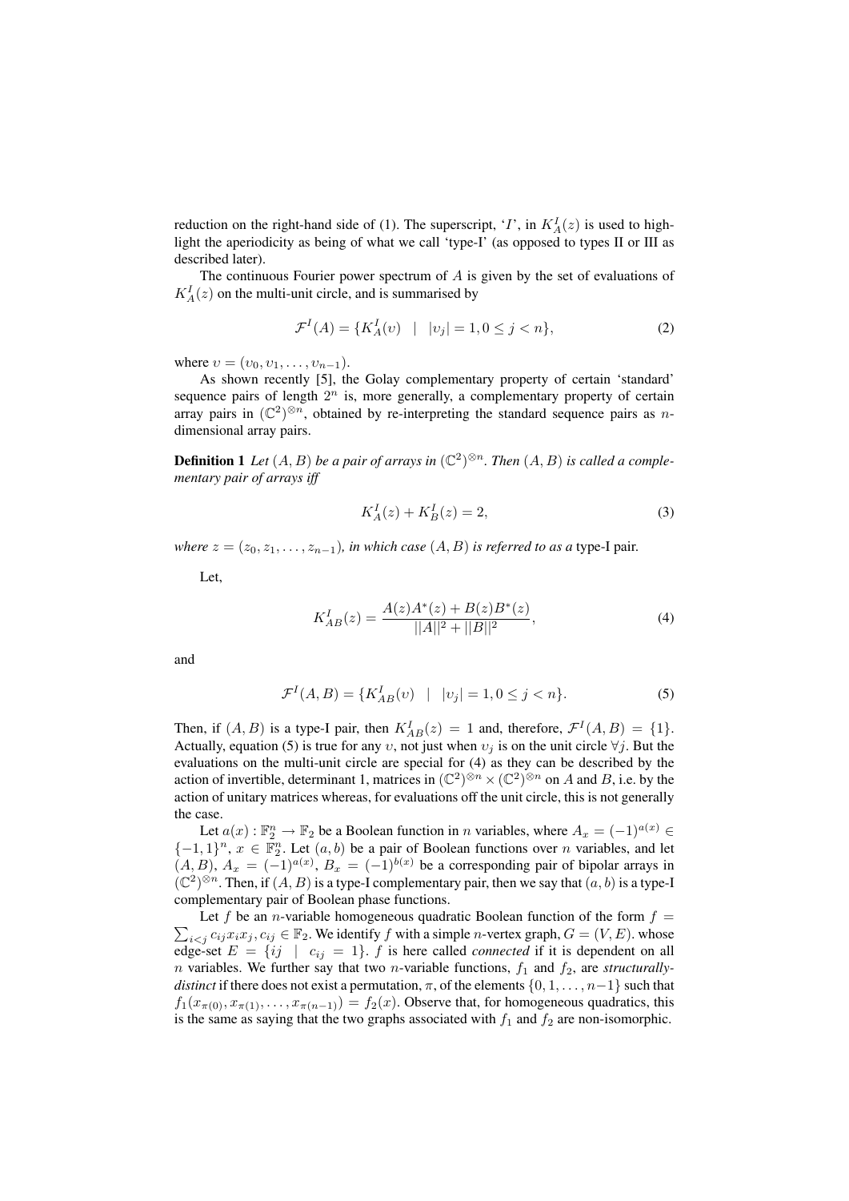reduction on the right-hand side of (1). The superscript, '$I$', in $K_A^I(z)$ is used to highlight the aperiodicity as being of what we call 'type-I' (as opposed to types II or III as described later).

The continuous Fourier power spectrum of $A$ is given by the set of evaluations of $K_A^I(z)$ on the multi-unit circle, and is summarised by

$$\mathcal{F}^I(A) = \{K_A^I(\upsilon) \quad | \quad |\upsilon_j| = 1, 0 \leq j < n\}, \tag{2}$$

where $\upsilon = (\upsilon_0, \upsilon_1, \ldots, \upsilon_{n-1})$.

As shown recently [5], the Golay complementary property of certain 'standard' sequence pairs of length $2^n$ is, more generally, a complementary property of certain array pairs in $(\mathbb{C}^2)^{\otimes n}$, obtained by re-interpreting the standard sequence pairs as $n$-dimensional array pairs.

**Definition 1** *Let $(A, B)$ be a pair of arrays in $(\mathbb{C}^2)^{\otimes n}$. Then $(A, B)$ is called a complementary pair of arrays iff*

$$K_A^I(z) + K_B^I(z) = 2, \tag{3}$$

*where $z = (z_0, z_1, \ldots, z_{n-1})$, in which case $(A, B)$ is referred to as a* type-I pair.

Let,

$$K_{AB}^I(z) = \frac{A(z)A^*(z) + B(z)B^*(z)}{||A||^2 + ||B||^2}, \tag{4}$$

and

$$\mathcal{F}^I(A, B) = \{K_{AB}^I(\upsilon) \quad | \quad |\upsilon_j| = 1, 0 \leq j < n\}. \tag{5}$$

Then, if $(A, B)$ is a type-I pair, then $K_{AB}^I(z) = 1$ and, therefore, $\mathcal{F}^I(A, B) = \{1\}$. Actually, equation (5) is true for any $\upsilon$, not just when $\upsilon_j$ is on the unit circle $\forall j$. But the evaluations on the multi-unit circle are special for (4) as they can be described by the action of invertible, determinant 1, matrices in $(\mathbb{C}^2)^{\otimes n} \times (\mathbb{C}^2)^{\otimes n}$ on $A$ and $B$, i.e. by the action of unitary matrices whereas, for evaluations off the unit circle, this is not generally the case.

Let $a(x) : \mathbb{F}_2^n \rightarrow \mathbb{F}_2$ be a Boolean function in $n$ variables, where $A_x = (-1)^{a(x)} \in \{-1, 1\}^n$, $x \in \mathbb{F}_2^n$. Let $(a, b)$ be a pair of Boolean functions over $n$ variables, and let $(A, B)$, $A_x = (-1)^{a(x)}$, $B_x = (-1)^{b(x)}$ be a corresponding pair of bipolar arrays in $(\mathbb{C}^2)^{\otimes n}$. Then, if $(A, B)$ is a type-I complementary pair, then we say that $(a, b)$ is a type-I complementary pair of Boolean phase functions.

Let $f$ be an $n$-variable homogeneous quadratic Boolean function of the form $f = \sum_{i<j} c_{ij} x_i x_j, c_{ij} \in \mathbb{F}_2$. We identify $f$ with a simple $n$-vertex graph, $G = (V, E)$. whose edge-set $E = \{ij \quad | \quad c_{ij} = 1\}$. $f$ is here called *connected* if it is dependent on all $n$ variables. We further say that two $n$-variable functions, $f_1$ and $f_2$, are *structurally-distinct* if there does not exist a permutation, $\pi$, of the elements $\{0, 1, \ldots, n-1\}$ such that $f_1(x_{\pi(0)}, x_{\pi(1)}, \ldots, x_{\pi(n-1)}) = f_2(x)$. Observe that, for homogeneous quadratics, this is the same as saying that the two graphs associated with $f_1$ and $f_2$ are non-isomorphic.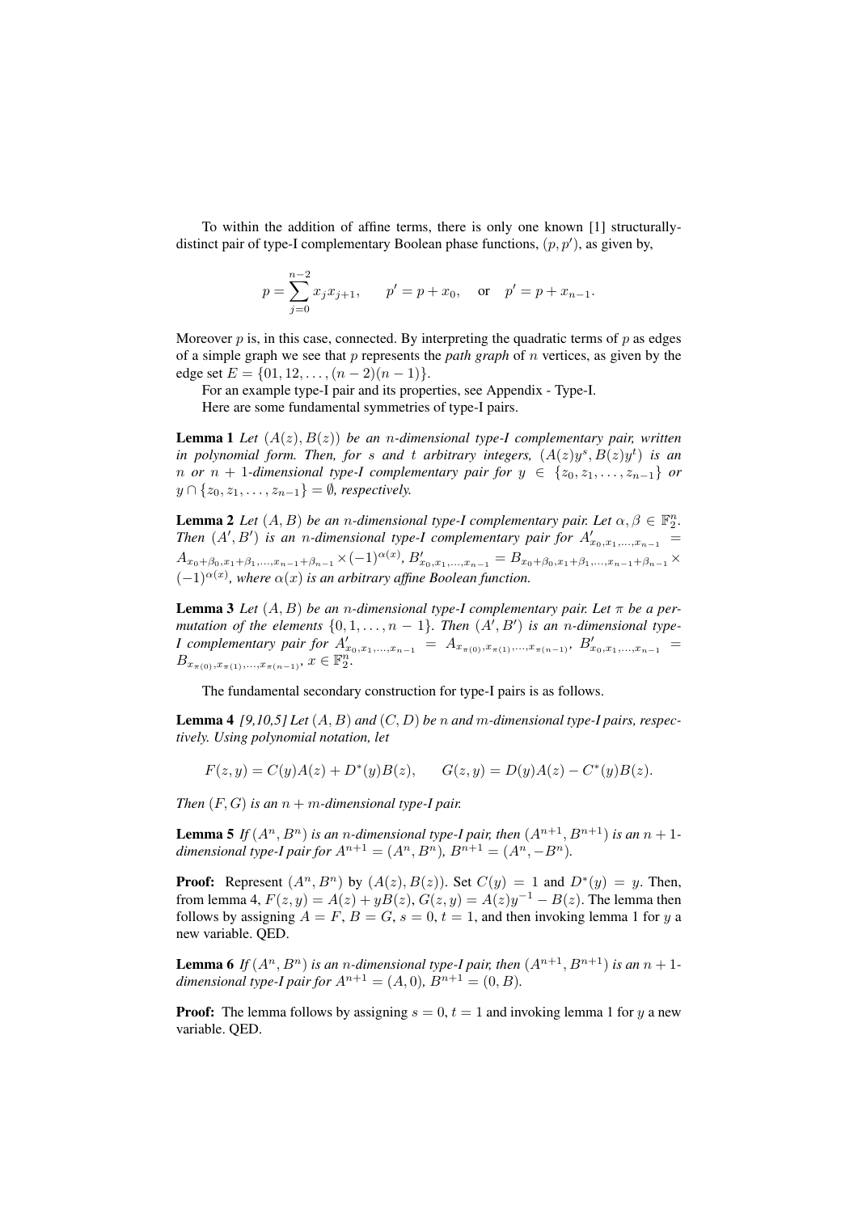To within the addition of affine terms, there is only one known [1] structurally-distinct pair of type-I complementary Boolean phase functions, $(p, p')$, as given by,

$$p = \sum_{j=0}^{n-2} x_j x_{j+1}, \qquad p' = p + x_0, \quad \text{or} \quad p' = p + x_{n-1}.$$

Moreover $p$ is, in this case, connected. By interpreting the quadratic terms of $p$ as edges of a simple graph we see that $p$ represents the *path graph* of $n$ vertices, as given by the edge set $E = \{01, 12, \ldots, (n-2)(n-1)\}$.

For an example type-I pair and its properties, see Appendix - Type-I.

Here are some fundamental symmetries of type-I pairs.

**Lemma 1** *Let $(A(z), B(z))$ be an $n$-dimensional type-I complementary pair, written in polynomial form. Then, for $s$ and $t$ arbitrary integers, $(A(z)y^s, B(z)y^t)$ is an $n$ or $n+1$-dimensional type-I complementary pair for $y \in \{z_0, z_1, \ldots, z_{n-1}\}$ or $y \cap \{z_0, z_1, \ldots, z_{n-1}\} = \emptyset$, respectively.*

**Lemma 2** *Let $(A, B)$ be an $n$-dimensional type-I complementary pair. Let $\alpha, \beta \in \mathbb{F}_2^n$. Then $(A', B')$ is an $n$-dimensional type-I complementary pair for $A'_{x_0,x_1,\ldots,x_{n-1}} = A_{x_0+\beta_0,x_1+\beta_1,\ldots,x_{n-1}+\beta_{n-1}} \times (-1)^{\alpha(x)}$, $B'_{x_0,x_1,\ldots,x_{n-1}} = B_{x_0+\beta_0,x_1+\beta_1,\ldots,x_{n-1}+\beta_{n-1}} \times (-1)^{\alpha(x)}$, where $\alpha(x)$ is an arbitrary affine Boolean function.*

**Lemma 3** *Let $(A, B)$ be an $n$-dimensional type-I complementary pair. Let $\pi$ be a permutation of the elements $\{0, 1, \ldots, n-1\}$. Then $(A', B')$ is an $n$-dimensional type-I complementary pair for $A'_{x_0,x_1,\ldots,x_{n-1}} = A_{x_{\pi(0)},x_{\pi(1)},\ldots,x_{\pi(n-1)}}$, $B'_{x_0,x_1,\ldots,x_{n-1}} = B_{x_{\pi(0)},x_{\pi(1)},\ldots,x_{\pi(n-1)}}$, $x \in \mathbb{F}_2^n$.*

The fundamental secondary construction for type-I pairs is as follows.

**Lemma 4** *[9,10,5] Let $(A, B)$ and $(C, D)$ be $n$ and $m$-dimensional type-I pairs, respectively. Using polynomial notation, let*

$$F(z, y) = C(y)A(z) + D^*(y)B(z), \qquad G(z, y) = D(y)A(z) - C^*(y)B(z).$$

*Then $(F, G)$ is an $n+m$-dimensional type-I pair.*

**Lemma 5** *If $(A^n, B^n)$ is an $n$-dimensional type-I pair, then $(A^{n+1}, B^{n+1})$ is an $n+1$-dimensional type-I pair for $A^{n+1} = (A^n, B^n)$, $B^{n+1} = (A^n, -B^n)$.*

**Proof:** Represent $(A^n, B^n)$ by $(A(z), B(z))$. Set $C(y) = 1$ and $D^*(y) = y$. Then, from lemma 4, $F(z, y) = A(z) + yB(z)$, $G(z, y) = A(z)y^{-1} - B(z)$. The lemma then follows by assigning $A = F$, $B = G$, $s = 0$, $t = 1$, and then invoking lemma 1 for $y$ a new variable. QED.

**Lemma 6** *If $(A^n, B^n)$ is an $n$-dimensional type-I pair, then $(A^{n+1}, B^{n+1})$ is an $n+1$-dimensional type-I pair for $A^{n+1} = (A, 0)$, $B^{n+1} = (0, B)$.*

**Proof:** The lemma follows by assigning $s = 0$, $t = 1$ and invoking lemma 1 for $y$ a new variable. QED.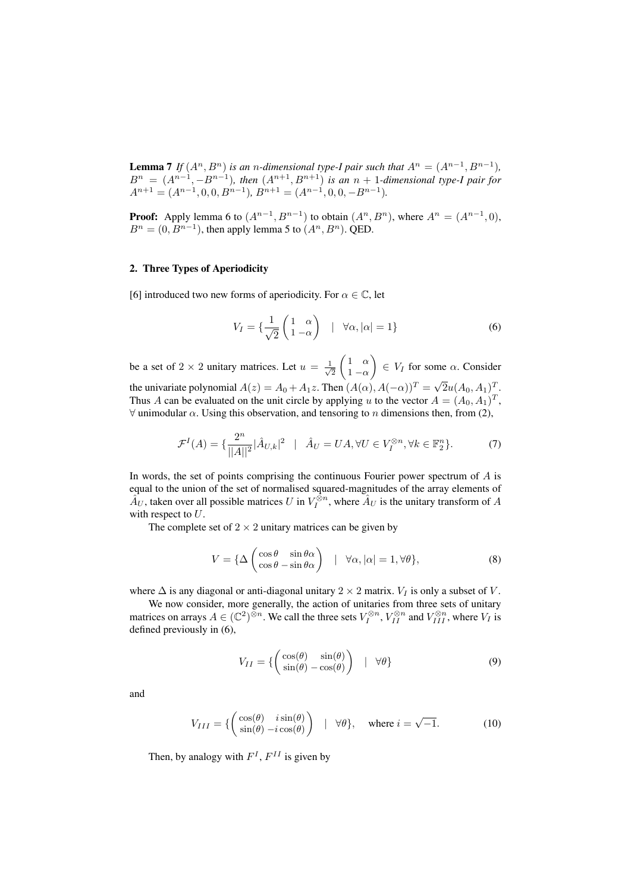**Lemma 7** *If $(A^n, B^n)$ is an $n$-dimensional type-I pair such that $A^n = (A^{n-1}, B^{n-1})$, $B^n = (A^{n-1}, -B^{n-1})$, then $(A^{n+1}, B^{n+1})$ is an $n+1$-dimensional type-I pair for $A^{n+1} = (A^{n-1}, 0, 0, B^{n-1})$, $B^{n+1} = (A^{n-1}, 0, 0, -B^{n-1})$.*

**Proof:** Apply lemma 6 to $(A^{n-1}, B^{n-1})$ to obtain $(A^n, B^n)$, where $A^n = (A^{n-1}, 0)$, $B^n = (0, B^{n-1})$, then apply lemma 5 to $(A^n, B^n)$. QED.

## 2. Three Types of Aperiodicity

[6] introduced two new forms of aperiodicity. For $\alpha \in \mathbb{C}$, let

$$V_I = \{ \frac{1}{\sqrt{2}} \begin{pmatrix} 1 & \alpha \\ 1 & -\alpha \end{pmatrix} \quad | \quad \forall \alpha, |\alpha| = 1 \} \tag{6}$$

be a set of $2 \times 2$ unitary matrices. Let $u = \frac{1}{\sqrt{2}} \begin{pmatrix} 1 & \alpha \\ 1 & -\alpha \end{pmatrix} \in V_I$ for some $\alpha$. Consider the univariate polynomial $A(z) = A_0 + A_1 z$. Then $(A(\alpha), A(-\alpha))^T = \sqrt{2} u (A_0, A_1)^T$. Thus $A$ can be evaluated on the unit circle by applying $u$ to the vector $A = (A_0, A_1)^T$, $\forall$ unimodular $\alpha$. Using this observation, and tensoring to $n$ dimensions then, from (2),

$$\mathcal{F}^I(A) = \{ \frac{2^n}{||A||^2} |\hat{A}_{U,k}|^2 \quad | \quad \hat{A}_U = UA, \forall U \in V_I^{\otimes n}, \forall k \in \mathbb{F}_2^n \}. \tag{7}$$

In words, the set of points comprising the continuous Fourier power spectrum of $A$ is equal to the union of the set of normalised squared-magnitudes of the array elements of $\hat{A}_U$, taken over all possible matrices $U$ in $V_I^{\otimes n}$, where $\hat{A}_U$ is the unitary transform of $A$ with respect to $U$.

The complete set of $2 \times 2$ unitary matrices can be given by

$$V = \{ \Delta \begin{pmatrix} \cos\theta & \sin\theta\alpha \\ \cos\theta & -\sin\theta\alpha \end{pmatrix} \quad | \quad \forall \alpha, |\alpha| = 1, \forall \theta \}, \tag{8}$$

where $\Delta$ is any diagonal or anti-diagonal unitary $2 \times 2$ matrix. $V_I$ is only a subset of $V$.

We now consider, more generally, the action of unitaries from three sets of unitary matrices on arrays $A \in (\mathbb{C}^2)^{\otimes n}$. We call the three sets $V_I^{\otimes n}$, $V_{II}^{\otimes n}$ and $V_{III}^{\otimes n}$, where $V_I$ is defined previously in (6),

$$V_{II} = \{ \begin{pmatrix} \cos(\theta) & \sin(\theta) \\ \sin(\theta) & -\cos(\theta) \end{pmatrix} \quad | \quad \forall \theta \} \tag{9}$$

and

$$V_{III} = \{ \begin{pmatrix} \cos(\theta) & i\sin(\theta) \\ \sin(\theta) & -i\cos(\theta) \end{pmatrix} \quad | \quad \forall \theta \}, \quad \text{where } i = \sqrt{-1}. \tag{10}$$

Then, by analogy with $F^I$, $F^{II}$ is given by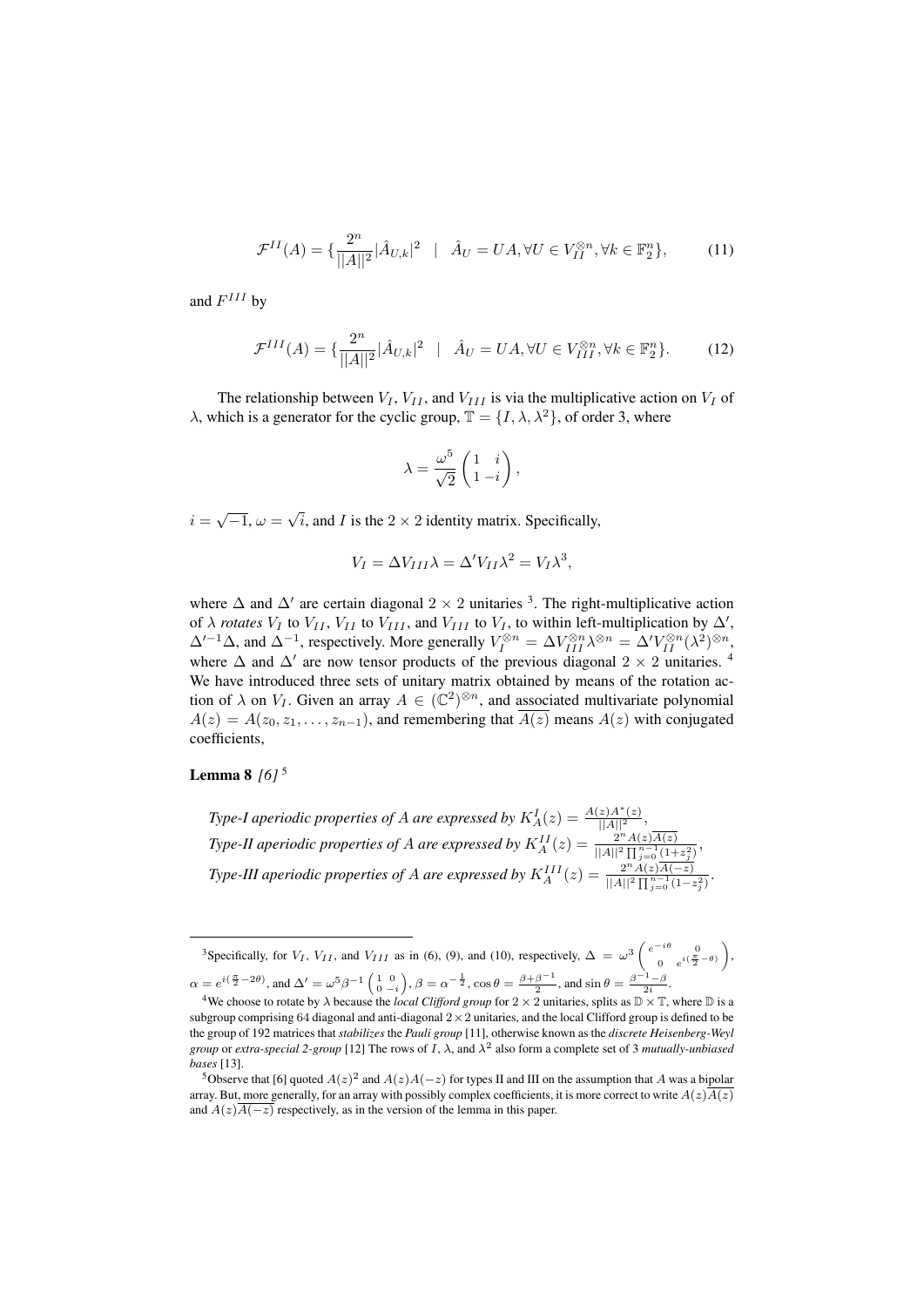$$\mathcal{F}^{II}(A) = \{\frac{2^n}{||A||^2}|\hat{A}_{U,k}|^2 \quad | \quad \hat{A}_U = UA, \forall U \in V_{II}^{\otimes n}, \forall k \in \mathbb{F}_2^n\}, \tag{11}$$

and $F^{III}$ by

$$\mathcal{F}^{III}(A) = \{\frac{2^n}{||A||^2}|\hat{A}_{U,k}|^2 \quad | \quad \hat{A}_U = UA, \forall U \in V_{III}^{\otimes n}, \forall k \in \mathbb{F}_2^n\}. \tag{12}$$

The relationship between $V_I$, $V_{II}$, and $V_{III}$ is via the multiplicative action on $V_I$ of $\lambda$, which is a generator for the cyclic group, $\mathbb{T} = \{I, \lambda, \lambda^2\}$, of order 3, where

$$\lambda = \frac{\omega^5}{\sqrt{2}} \begin{pmatrix} 1 & i \\ 1 & -i \end{pmatrix},$$

$i = \sqrt{-1}$, $\omega = \sqrt{i}$, and $I$ is the $2 \times 2$ identity matrix. Specifically,

$$V_I = \Delta V_{III} \lambda = \Delta' V_{II} \lambda^2 = V_I \lambda^3,$$

where $\Delta$ and $\Delta'$ are certain diagonal $2 \times 2$ unitaries [3]. The right-multiplicative action of $\lambda$ *rotates* $V_I$ to $V_{II}$, $V_{II}$ to $V_{III}$, and $V_{III}$ to $V_I$, to within left-multiplication by $\Delta'$, $\Delta'^{-1}\Delta$, and $\Delta^{-1}$, respectively. More generally $V_I^{\otimes n} = \Delta V_{III}^{\otimes n} \lambda^{\otimes n} = \Delta' V_{II}^{\otimes n} (\lambda^2)^{\otimes n}$, where $\Delta$ and $\Delta'$ are now tensor products of the previous diagonal $2 \times 2$ unitaries. [4] We have introduced three sets of unitary matrix obtained by means of the rotation action of $\lambda$ on $V_I$. Given an array $A \in (\mathbb{C}^2)^{\otimes n}$, and associated multivariate polynomial $A(z) = A(z_0, z_1, \ldots, z_{n-1})$, and remembering that $\overline{A(z)}$ means $A(z)$ with conjugated coefficients,

**Lemma 8** *[6]* [5]

*Type-I aperiodic properties of A are expressed by* $K_A^I(z) = \frac{A(z)A^*(z)}{||A||^2}$,
*Type-II aperiodic properties of A are expressed by* $K_A^{II}(z) = \frac{2^n A(z)\overline{A(z)}}{||A||^2 \prod_{j=0}^{n-1}(1+z_j^2)}$,
*Type-III aperiodic properties of A are expressed by* $K_A^{III}(z) = \frac{2^n A(z)\overline{A(-z)}}{||A||^2 \prod_{j=0}^{n-1}(1-z_j^2)}$.

---

[3] Specifically, for $V_I$, $V_{II}$, and $V_{III}$ as in (6), (9), and (10), respectively, $\Delta = \omega^3 \begin{pmatrix} e^{-i\theta} & 0 \\ 0 & e^{i(\frac{\pi}{2}-\theta)} \end{pmatrix}$, $\alpha = e^{i(\frac{\pi}{2}-2\theta)}$, and $\Delta' = \omega^5 \beta^{-1} \begin{pmatrix} 1 & 0 \\ 0 & -i \end{pmatrix}$, $\beta = \alpha^{-\frac{1}{2}}$, $\cos\theta = \frac{\beta+\beta^{-1}}{2}$, and $\sin\theta = \frac{\beta^{-1}-\beta}{2i}$.

[4] We choose to rotate by $\lambda$ because the *local Clifford group* for $2 \times 2$ unitaries, splits as $\mathbb{D} \times \mathbb{T}$, where $\mathbb{D}$ is a subgroup comprising 64 diagonal and anti-diagonal $2 \times 2$ unitaries, and the local Clifford group is defined to be the group of 192 matrices that *stabilizes* the *Pauli group* [11], otherwise known as the *discrete Heisenberg-Weyl group* or *extra-special 2-group* [12] The rows of $I$, $\lambda$, and $\lambda^2$ also form a complete set of 3 *mutually-unbiased bases* [13].

[5] Observe that [6] quoted $A(z)^2$ and $A(z)A(-z)$ for types II and III on the assumption that $A$ was a bipolar array. But, more generally, for an array with possibly complex coefficients, it is more correct to write $A(z)\overline{A(z)}$ and $A(z)\overline{A(-z)}$ respectively, as in the version of the lemma in this paper.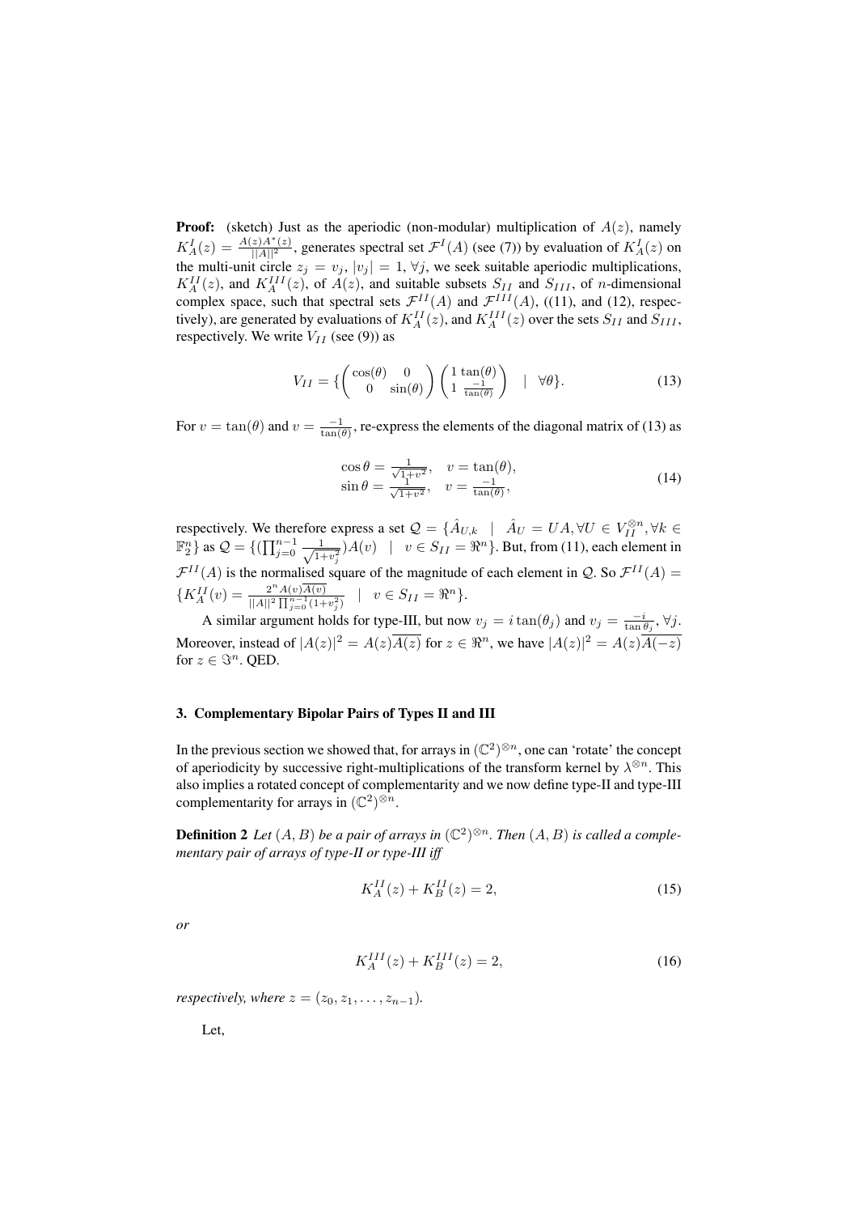**Proof:** (sketch) Just as the aperiodic (non-modular) multiplication of $A(z)$, namely $K_A^I(z) = \frac{A(z)A^*(z)}{||A||^2}$, generates spectral set $\mathcal{F}^I(A)$ (see (7)) by evaluation of $K_A^I(z)$ on the multi-unit circle $z_j = v_j$, $|v_j| = 1$, $\forall j$, we seek suitable aperiodic multiplications, $K_A^{II}(z)$, and $K_A^{III}(z)$, of $A(z)$, and suitable subsets $S_{II}$ and $S_{III}$, of $n$-dimensional complex space, such that spectral sets $\mathcal{F}^{II}(A)$ and $\mathcal{F}^{III}(A)$, ((11), and (12), respectively), are generated by evaluations of $K_A^{II}(z)$, and $K_A^{III}(z)$ over the sets $S_{II}$ and $S_{III}$, respectively. We write $V_{II}$ (see (9)) as

$$V_{II} = \{ \begin{pmatrix} \cos(\theta) & 0 \\ 0 & \sin(\theta) \end{pmatrix} \begin{pmatrix} 1 & \tan(\theta) \\ 1 & \frac{-1}{\tan(\theta)} \end{pmatrix} \quad | \quad \forall \theta \}. \tag{13}$$

For $v = \tan(\theta)$ and $v = \frac{-1}{\tan(\theta)}$, re-express the elements of the diagonal matrix of (13) as

$$\begin{array}{ll} \cos\theta = \frac{1}{\sqrt{1+v^2}}, & v = \tan(\theta), \\ \sin\theta = \frac{1}{\sqrt{1+v^2}}, & v = \frac{-1}{\tan(\theta)}, \end{array} \tag{14}$$

respectively. We therefore express a set $\mathcal{Q} = \{\hat{A}_{U,k} \quad | \quad \hat{A}_U = UA, \forall U \in V_{II}^{\otimes n}, \forall k \in \mathbb{F}_2^n\}$ as $\mathcal{Q} = \{(\prod_{j=0}^{n-1} \frac{1}{\sqrt{1+v_j^2}})A(v) \quad | \quad v \in S_{II} = \Re^n\}$. But, from (11), each element in $\mathcal{F}^{II}(A)$ is the normalised square of the magnitude of each element in $\mathcal{Q}$. So $\mathcal{F}^{II}(A) = \{K_A^{II}(v) = \frac{2^n A(v)\overline{A(v)}}{||A||^2 \prod_{j=0}^{n-1}(1+v_j^2)} \quad | \quad v \in S_{II} = \Re^n\}$.

A similar argument holds for type-III, but now $v_j = i\tan(\theta_j)$ and $v_j = \frac{-i}{\tan\theta_j}$, $\forall j$. Moreover, instead of $|A(z)|^2 = A(z)\overline{A(z)}$ for $z \in \Re^n$, we have $|A(z)|^2 = A(z)\overline{A(-z)}$ for $z \in \Im^n$. QED.

## 3. Complementary Bipolar Pairs of Types II and III

In the previous section we showed that, for arrays in $(\mathbb{C}^2)^{\otimes n}$, one can 'rotate' the concept of aperiodicity by successive right-multiplications of the transform kernel by $\lambda^{\otimes n}$. This also implies a rotated concept of complementarity and we now define type-II and type-III complementarity for arrays in $(\mathbb{C}^2)^{\otimes n}$.

**Definition 2** *Let $(A, B)$ be a pair of arrays in $(\mathbb{C}^2)^{\otimes n}$. Then $(A, B)$ is called a complementary pair of arrays of type-II or type-III iff*

$$K_A^{II}(z) + K_B^{II}(z) = 2, \tag{15}$$

*or*

$$K_A^{III}(z) + K_B^{III}(z) = 2, \tag{16}$$

*respectively, where $z = (z_0, z_1, \ldots, z_{n-1})$.*

Let,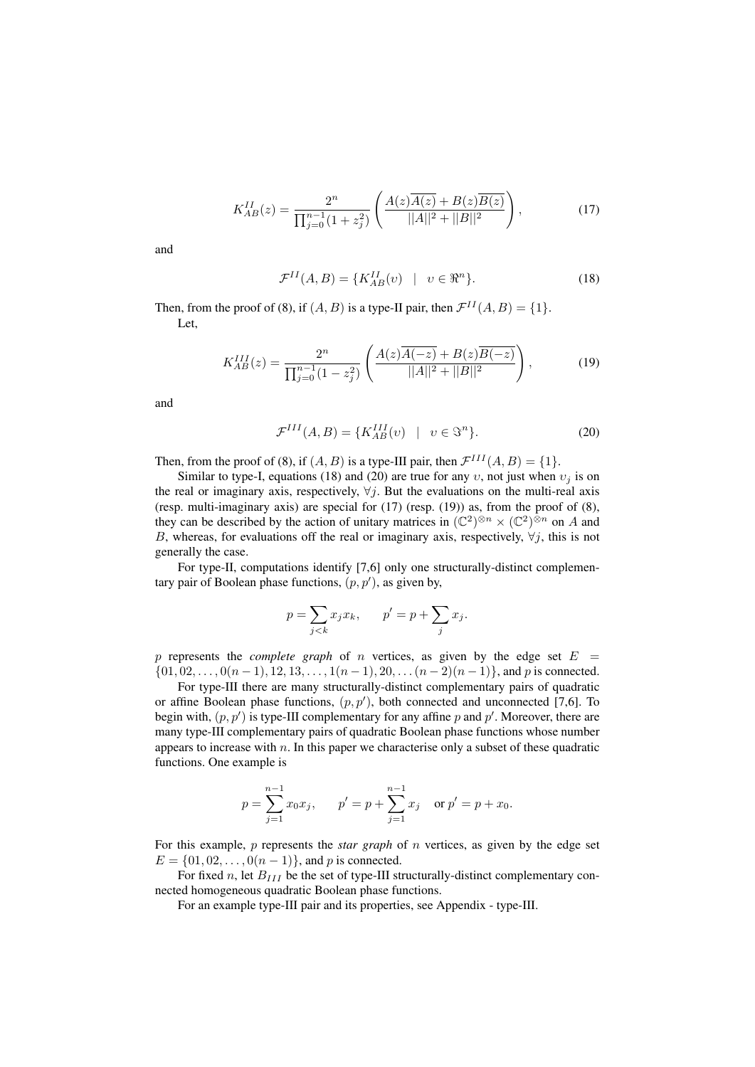$$K_{AB}^{II}(z) = \frac{2^n}{\prod_{j=0}^{n-1}(1+z_j^2)} \left( \frac{A(z)\overline{A(z)} + B(z)\overline{B(z)}}{||A||^2 + ||B||^2} \right), \tag{17}$$

and

$$\mathcal{F}^{II}(A,B) = \{K_{AB}^{II}(\upsilon) \quad | \quad \upsilon \in \Re^n\}. \tag{18}$$

Then, from the proof of (8), if $(A, B)$ is a type-II pair, then $\mathcal{F}^{II}(A, B) = \{1\}$.

Let,

$$K_{AB}^{III}(z) = \frac{2^n}{\prod_{j=0}^{n-1}(1-z_j^2)} \left( \frac{A(z)\overline{A(-z)} + B(z)\overline{B(-z)}}{||A||^2 + ||B||^2} \right), \tag{19}$$

and

$$\mathcal{F}^{III}(A,B) = \{K_{AB}^{III}(\upsilon) \quad | \quad \upsilon \in \Im^n\}. \tag{20}$$

Then, from the proof of (8), if $(A, B)$ is a type-III pair, then $\mathcal{F}^{III}(A, B) = \{1\}$.

Similar to type-I, equations (18) and (20) are true for any $\upsilon$, not just when $\upsilon_j$ is on the real or imaginary axis, respectively, $\forall j$. But the evaluations on the multi-real axis (resp. multi-imaginary axis) are special for (17) (resp. (19)) as, from the proof of (8), they can be described by the action of unitary matrices in $(\mathbb{C}^2)^{\otimes n} \times (\mathbb{C}^2)^{\otimes n}$ on $A$ and $B$, whereas, for evaluations off the real or imaginary axis, respectively, $\forall j$, this is not generally the case.

For type-II, computations identify [7,6] only one structurally-distinct complementary pair of Boolean phase functions, $(p, p')$, as given by,

$$p = \sum_{j<k} x_j x_k, \qquad p' = p + \sum_j x_j.$$

$p$ represents the *complete graph* of $n$ vertices, as given by the edge set $E = \{01, 02, \ldots, 0(n-1), 12, 13, \ldots, 1(n-1), 20, \ldots (n-2)(n-1)\}$, and $p$ is connected.

For type-III there are many structurally-distinct complementary pairs of quadratic or affine Boolean phase functions, $(p, p')$, both connected and unconnected [7,6]. To begin with, $(p, p')$ is type-III complementary for any affine $p$ and $p'$. Moreover, there are many type-III complementary pairs of quadratic Boolean phase functions whose number appears to increase with $n$. In this paper we characterise only a subset of these quadratic functions. One example is

$$p = \sum_{j=1}^{n-1} x_0 x_j, \qquad p' = p + \sum_{j=1}^{n-1} x_j \quad \text{or } p' = p + x_0.$$

For this example, $p$ represents the *star graph* of $n$ vertices, as given by the edge set $E = \{01, 02, \ldots, 0(n-1)\}$, and $p$ is connected.

For fixed $n$, let $B_{III}$ be the set of type-III structurally-distinct complementary connected homogeneous quadratic Boolean phase functions.

For an example type-III pair and its properties, see Appendix - type-III.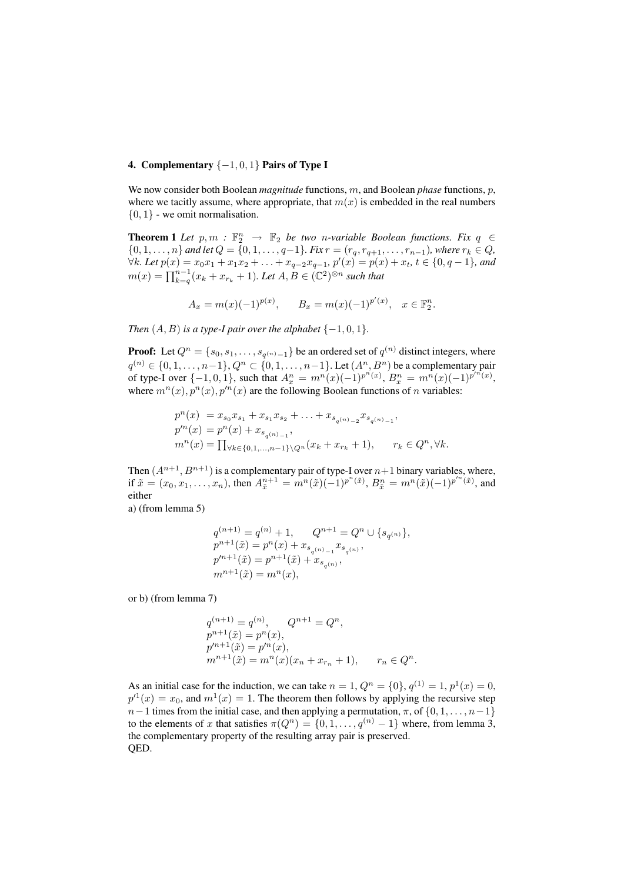## 4. Complementary $\{-1, 0, 1\}$ Pairs of Type I

We now consider both Boolean *magnitude* functions, $m$, and Boolean *phase* functions, $p$, where we tacitly assume, where appropriate, that $m(x)$ is embedded in the real numbers $\{0, 1\}$ - we omit normalisation.

**Theorem 1** *Let $p, m : \mathbb{F}_2^n \rightarrow \mathbb{F}_2$ be two $n$-variable Boolean functions. Fix $q \in \{0, 1, \ldots, n\}$ and let $Q = \{0, 1, \ldots, q-1\}$. Fix $r = (r_q, r_{q+1}, \ldots, r_{n-1})$, where $r_k \in Q$, $\forall k$. Let $p(x) = x_0x_1 + x_1x_2 + \ldots + x_{q-2}x_{q-1}$, $p'(x) = p(x) + x_t$, $t \in \{0, q-1\}$, and $m(x) = \prod_{k=q}^{n-1}(x_k + x_{r_k} + 1)$. Let $A, B \in (\mathbb{C}^2)^{\otimes n}$ such that*

$$A_x = m(x)(-1)^{p(x)}, \qquad B_x = m(x)(-1)^{p'(x)}, \quad x \in \mathbb{F}_2^n.$$

*Then $(A, B)$ is a type-I pair over the alphabet $\{-1, 0, 1\}$.*

**Proof:** Let $Q^n = \{s_0, s_1, \ldots, s_{q^{(n)}-1}\}$ be an ordered set of $q^{(n)}$ distinct integers, where $q^{(n)} \in \{0, 1, \ldots, n-1\}, Q^n \subset \{0, 1, \ldots, n-1\}$. Let $(A^n, B^n)$ be a complementary pair of type-I over $\{-1, 0, 1\}$, such that $A_x^n = m^n(x)(-1)^{p^n(x)}$, $B_x^n = m^n(x)(-1)^{p'^n(x)}$, where $m^n(x), p^n(x), p'^n(x)$ are the following Boolean functions of $n$ variables:

$$\begin{aligned}
p^n(x) &= x_{s_0}x_{s_1} + x_{s_1}x_{s_2} + \ldots + x_{s_{q^{(n)}-2}}x_{s_{q^{(n)}-1}}, \\
p'^n(x) &= p^n(x) + x_{s_{q^{(n)}-1}}, \\
m^n(x) &= \prod_{\forall k \in \{0,1,\ldots,n-1\} \setminus Q^n}(x_k + x_{r_k} + 1), \qquad r_k \in Q^n, \forall k.
\end{aligned}$$

Then $(A^{n+1}, B^{n+1})$ is a complementary pair of type-I over $n+1$ binary variables, where, if $\tilde{x} = (x_0, x_1, \ldots, x_n)$, then $A_{\tilde{x}}^{n+1} = m^n(\tilde{x})(-1)^{p^n(\tilde{x})}$, $B_{\tilde{x}}^n = m^n(\tilde{x})(-1)^{p'^n(\tilde{x})}$, and either

a) (from lemma 5)

$$\begin{aligned}
&q^{(n+1)} = q^{(n)} + 1, \qquad Q^{n+1} = Q^n \cup \{s_{q^{(n)}}\}, \\
&p^{n+1}(\tilde{x}) = p^n(x) + x_{s_{q^{(n)}-1}}x_{s_{q^{(n)}}}, \\
&p'^{n+1}(\tilde{x}) = p^{n+1}(\tilde{x}) + x_{s_{q^{(n)}}}, \\
&m^{n+1}(\tilde{x}) = m^n(x),
\end{aligned}$$

or b) (from lemma 7)

$$\begin{aligned}
&q^{(n+1)} = q^{(n)}, \qquad Q^{n+1} = Q^n, \\
&p^{n+1}(\tilde{x}) = p^n(x), \\
&p'^{n+1}(\tilde{x}) = p'^n(x), \\
&m^{n+1}(\tilde{x}) = m^n(x)(x_n + x_{r_n} + 1), \qquad r_n \in Q^n.
\end{aligned}$$

As an initial case for the induction, we can take $n = 1$, $Q^n = \{0\}$, $q^{(1)} = 1$, $p^1(x) = 0$, $p'^1(x) = x_0$, and $m^1(x) = 1$. The theorem then follows by applying the recursive step $n-1$ times from the initial case, and then applying a permutation, $\pi$, of $\{0, 1, \ldots, n-1\}$ to the elements of $x$ that satisfies $\pi(Q^n) = \{0, 1, \ldots, q^{(n)} - 1\}$ where, from lemma 3, the complementary property of the resulting array pair is preserved.
QED.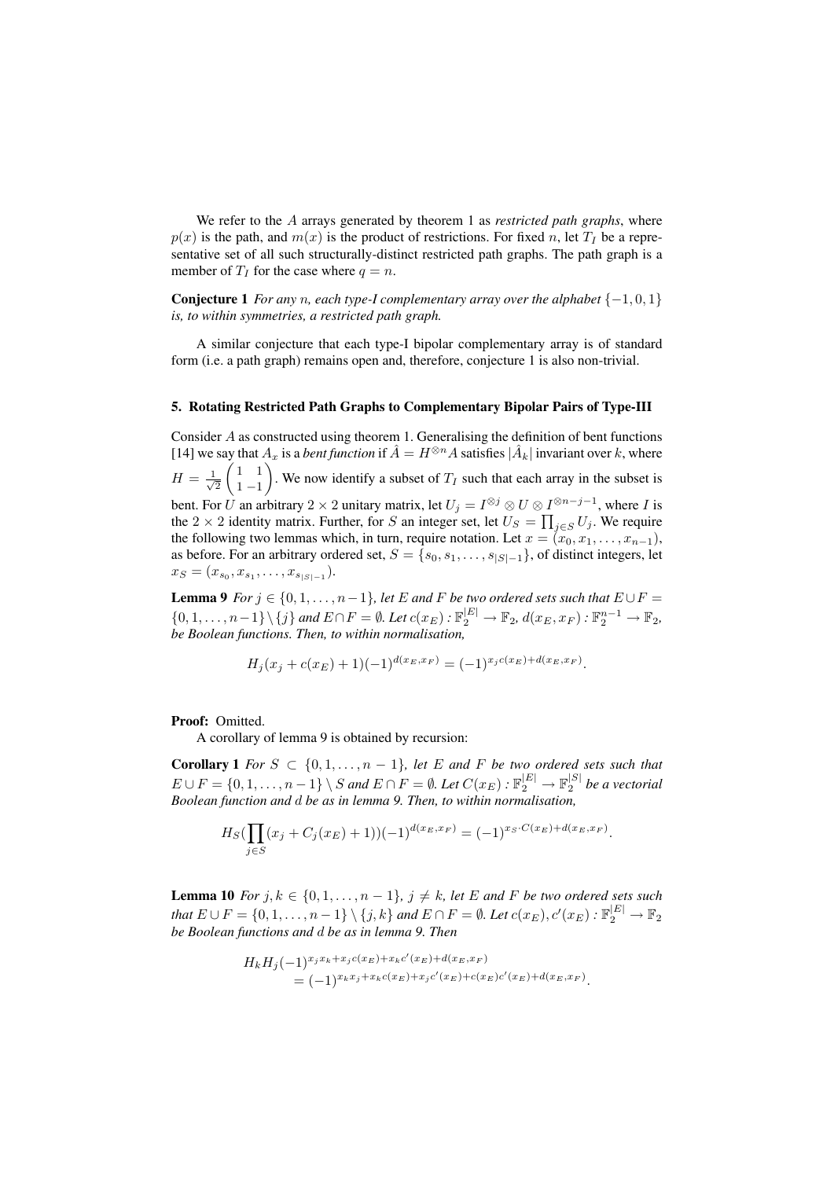We refer to the $A$ arrays generated by theorem 1 as *restricted path graphs*, where $p(x)$ is the path, and $m(x)$ is the product of restrictions. For fixed $n$, let $T_I$ be a representative set of all such structurally-distinct restricted path graphs. The path graph is a member of $T_I$ for the case where $q = n$.

**Conjecture 1** *For any $n$, each type-I complementary array over the alphabet $\{-1, 0, 1\}$ is, to within symmetries, a restricted path graph.*

A similar conjecture that each type-I bipolar complementary array is of standard form (i.e. a path graph) remains open and, therefore, conjecture 1 is also non-trivial.

## 5. Rotating Restricted Path Graphs to Complementary Bipolar Pairs of Type-III

Consider $A$ as constructed using theorem 1. Generalising the definition of bent functions [14] we say that $A_x$ is a *bent function* if $\hat{A} = H^{\otimes n} A$ satisfies $|\hat{A}_k|$ invariant over $k$, where $H = \frac{1}{\sqrt{2}} \begin{pmatrix} 1 & 1 \\ 1 & -1 \end{pmatrix}$. We now identify a subset of $T_I$ such that each array in the subset is bent. For $U$ an arbitrary $2 \times 2$ unitary matrix, let $U_j = I^{\otimes j} \otimes U \otimes I^{\otimes n-j-1}$, where $I$ is the $2 \times 2$ identity matrix. Further, for $S$ an integer set, let $U_S = \prod_{j \in S} U_j$. We require the following two lemmas which, in turn, require notation. Let $x = (x_0, x_1, \ldots, x_{n-1})$, as before. For an arbitrary ordered set, $S = \{s_0, s_1, \ldots, s_{|S|-1}\}$, of distinct integers, let $x_S = (x_{s_0}, x_{s_1}, \ldots, x_{s_{|S|-1}})$.

**Lemma 9** *For $j \in \{0, 1, \ldots, n-1\}$, let $E$ and $F$ be two ordered sets such that $E \cup F = \{0, 1, \ldots, n-1\} \setminus \{j\}$ and $E \cap F = \emptyset$. Let $c(x_E) : \mathbb{F}_2^{|E|} \to \mathbb{F}_2$, $d(x_E, x_F) : \mathbb{F}_2^{n-1} \to \mathbb{F}_2$, be Boolean functions. Then, to within normalisation,*

$$H_j(x_j + c(x_E) + 1)(-1)^{d(x_E, x_F)} = (-1)^{x_j c(x_E) + d(x_E, x_F)}.$$

**Proof:** Omitted.

A corollary of lemma 9 is obtained by recursion:

**Corollary 1** *For $S \subset \{0, 1, \ldots, n-1\}$, let $E$ and $F$ be two ordered sets such that $E \cup F = \{0, 1, \ldots, n-1\} \setminus S$ and $E \cap F = \emptyset$. Let $C(x_E) : \mathbb{F}_2^{|E|} \to \mathbb{F}_2^{|S|}$ be a vectorial Boolean function and $d$ be as in lemma 9. Then, to within normalisation,*

$$H_S(\prod_{j \in S}(x_j + C_j(x_E) + 1))(-1)^{d(x_E, x_F)} = (-1)^{x_S \cdot C(x_E) + d(x_E, x_F)}.$$

**Lemma 10** *For $j, k \in \{0, 1, \ldots, n-1\}$, $j \neq k$, let $E$ and $F$ be two ordered sets such that $E \cup F = \{0, 1, \ldots, n-1\} \setminus \{j, k\}$ and $E \cap F = \emptyset$. Let $c(x_E), c'(x_E) : \mathbb{F}_2^{|E|} \to \mathbb{F}_2$ be Boolean functions and $d$ be as in lemma 9. Then*

$$\begin{aligned} H_k H_j (-1)^{x_j x_k + x_j c(x_E) + x_k c'(x_E) + d(x_E, x_F)} \\ = (-1)^{x_k x_j + x_k c(x_E) + x_j c'(x_E) + c(x_E) c'(x_E) + d(x_E, x_F)}. \end{aligned}$$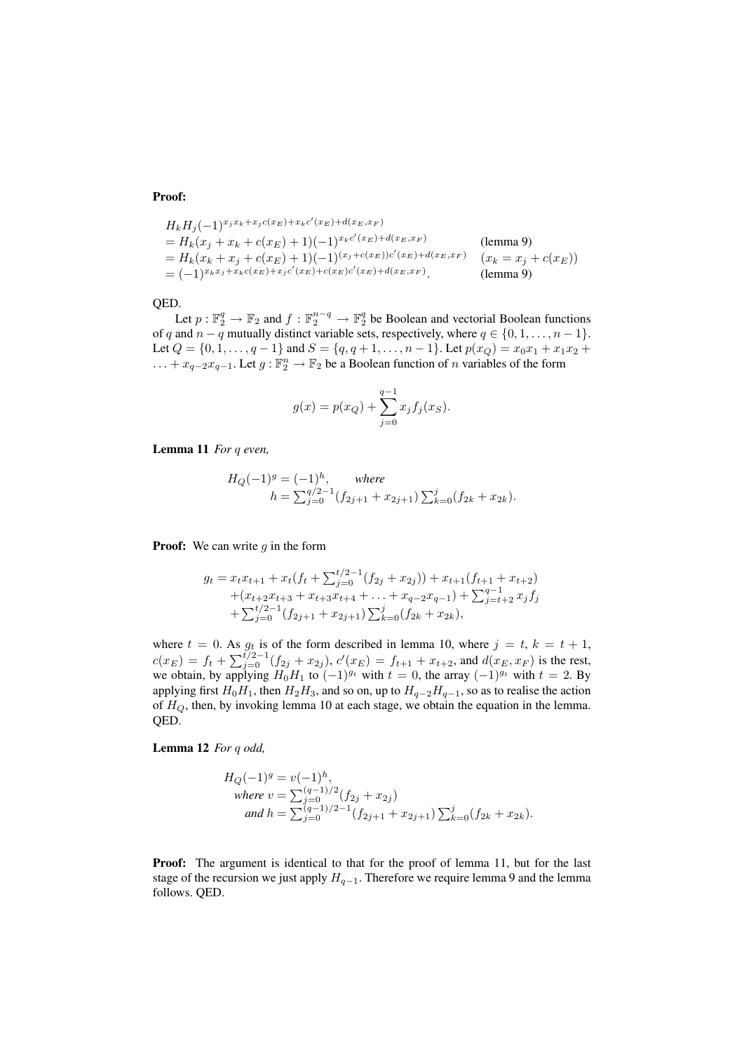**Proof:**

$$
\begin{aligned}
&H_kH_j(-1)^{x_jx_k+x_jc(x_E)+x_kc'(x_E)+d(x_E,x_F)} \\
&= H_k(x_j+x_k+c(x_E)+1)(-1)^{x_kc'(x_E)+d(x_E,x_F)} && \text{(lemma 9)} \\
&= H_k(x_k+x_j+c(x_E)+1)(-1)^{(x_j+c(x_E))c'(x_E)+d(x_E,x_F)} && (x_k = x_j + c(x_E)) \\
&= (-1)^{x_kx_j+x_kc(x_E)+x_jc'(x_E)+c(x_E)c'(x_E)+d(x_E,x_F)}. && \text{(lemma 9)}
\end{aligned}
$$

QED.

Let $p : \mathbb{F}_2^q \rightarrow \mathbb{F}_2$ and $f : \mathbb{F}_2^{n-q} \rightarrow \mathbb{F}_2^q$ be Boolean and vectorial Boolean functions of $q$ and $n-q$ mutually distinct variable sets, respectively, where $q \in \{0, 1, \ldots, n-1\}$. Let $Q = \{0, 1, \ldots, q-1\}$ and $S = \{q, q+1, \ldots, n-1\}$. Let $p(x_Q) = x_0x_1 + x_1x_2 + \ldots + x_{q-2}x_{q-1}$. Let $g : \mathbb{F}_2^n \rightarrow \mathbb{F}_2$ be a Boolean function of $n$ variables of the form

$$
g(x) = p(x_Q) + \sum_{j=0}^{q-1} x_j f_j(x_S).
$$

**Lemma 11** *For $q$ even,*

$$
\begin{aligned}
H_Q(-1)^g = (-1)^h, \qquad &\textit{where} \\
&h = \textstyle\sum_{j=0}^{q/2-1}(f_{2j+1}+x_{2j+1})\sum_{k=0}^{j}(f_{2k}+x_{2k}).
\end{aligned}
$$

**Proof:** We can write $g$ in the form

$$
\begin{aligned}
g_t = x_tx_{t+1} &+ x_t(f_t + \textstyle\sum_{j=0}^{t/2-1}(f_{2j}+x_{2j})) + x_{t+1}(f_{t+1}+x_{t+2}) \\
&+ (x_{t+2}x_{t+3} + x_{t+3}x_{t+4} + \ldots + x_{q-2}x_{q-1}) + \textstyle\sum_{j=t+2}^{q-1} x_jf_j \\
&+ \textstyle\sum_{j=0}^{t/2-1}(f_{2j+1}+x_{2j+1})\sum_{k=0}^{j}(f_{2k}+x_{2k}),
\end{aligned}
$$

where $t = 0$. As $g_t$ is of the form described in lemma 10, where $j = t$, $k = t+1$, $c(x_E) = f_t + \sum_{j=0}^{t/2-1}(f_{2j}+x_{2j})$, $c'(x_E) = f_{t+1} + x_{t+2}$, and $d(x_E, x_F)$ is the rest, we obtain, by applying $H_0H_1$ to $(-1)^{g_t}$ with $t = 0$, the array $(-1)^{g_t}$ with $t = 2$. By applying first $H_0H_1$, then $H_2H_3$, and so on, up to $H_{q-2}H_{q-1}$, so as to realise the action of $H_Q$, then, by invoking lemma 10 at each stage, we obtain the equation in the lemma. QED.

**Lemma 12** *For $q$ odd,*

$$
\begin{aligned}
&H_Q(-1)^g = v(-1)^h, \\
&\quad \textit{where } v = \textstyle\sum_{j=0}^{(q-1)/2}(f_{2j}+x_{2j}) \\
&\quad\quad \textit{and } h = \textstyle\sum_{j=0}^{(q-1)/2-1}(f_{2j+1}+x_{2j+1})\sum_{k=0}^{j}(f_{2k}+x_{2k}).
\end{aligned}
$$

**Proof:** The argument is identical to that for the proof of lemma 11, but for the last stage of the recursion we just apply $H_{q-1}$. Therefore we require lemma 9 and the lemma follows. QED.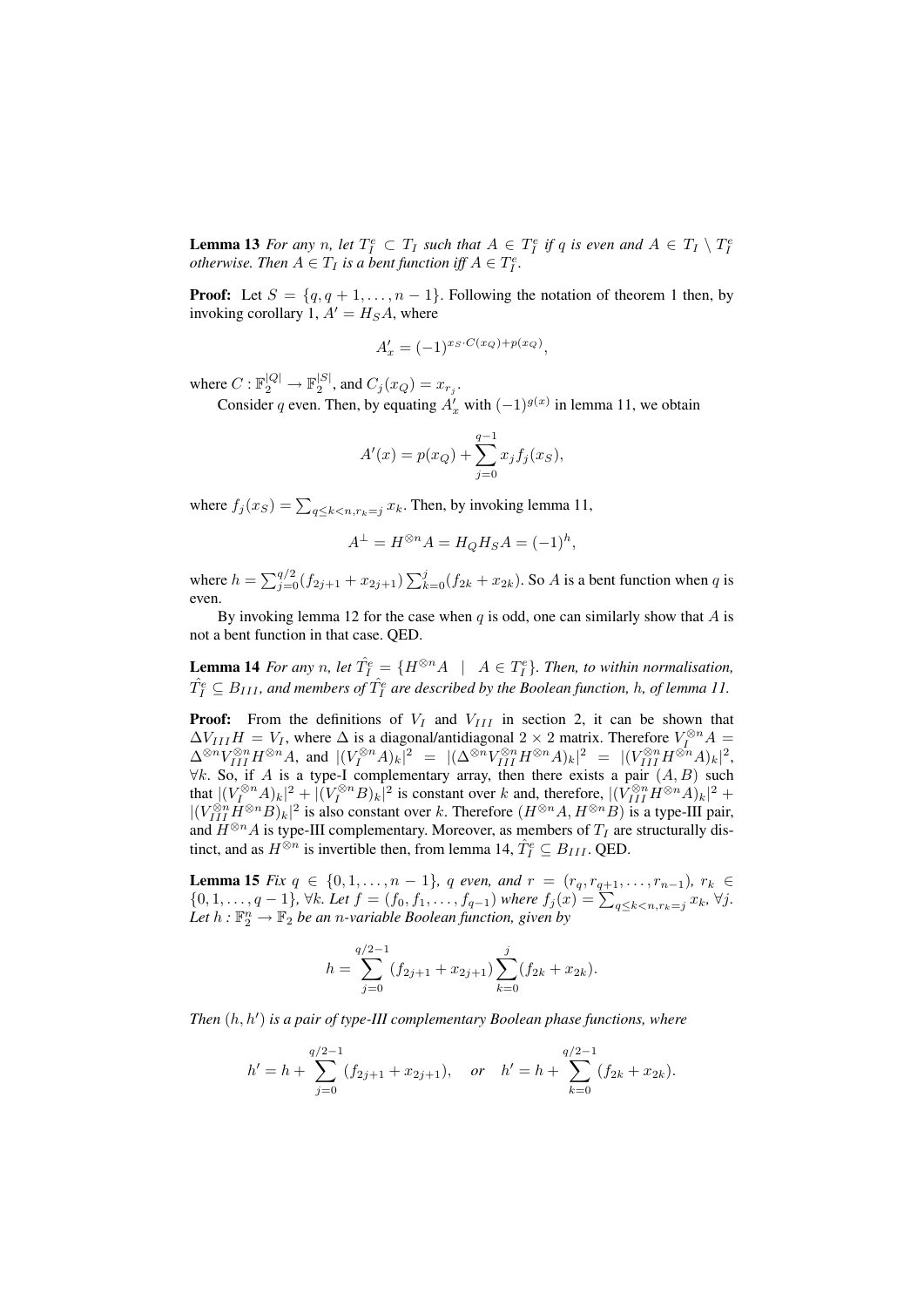**Lemma 13** *For any $n$, let $T_I^e \subset T_I$ such that $A \in T_I^e$ if $q$ is even and $A \in T_I \setminus T_I^e$ otherwise. Then $A \in T_I$ is a bent function iff $A \in T_I^e$.*

**Proof:** Let $S = \{q, q+1, \ldots, n-1\}$. Following the notation of theorem 1 then, by invoking corollary 1, $A' = H_S A$, where

$$A'_x = (-1)^{x_S \cdot C(x_Q) + p(x_Q)},$$

where $C : \mathbb{F}_2^{|Q|} \to \mathbb{F}_2^{|S|}$, and $C_j(x_Q) = x_{r_j}$.

Consider $q$ even. Then, by equating $A'_x$ with $(-1)^{g(x)}$ in lemma 11, we obtain

$$A'(x) = p(x_Q) + \sum_{j=0}^{q-1} x_j f_j(x_S),$$

where $f_j(x_S) = \sum_{q \leq k < n, r_k = j} x_k$. Then, by invoking lemma 11,

$$A^\perp = H^{\otimes n} A = H_Q H_S A = (-1)^h,$$

where $h = \sum_{j=0}^{q/2} (f_{2j+1} + x_{2j+1}) \sum_{k=0}^{j} (f_{2k} + x_{2k})$. So $A$ is a bent function when $q$ is even.

By invoking lemma 12 for the case when $q$ is odd, one can similarly show that $A$ is not a bent function in that case. QED.

**Lemma 14** *For any $n$, let $\hat{T_I^e} = \{H^{\otimes n} A \mid A \in T_I^e\}$. Then, to within normalisation, $\hat{T_I^e} \subseteq B_{III}$, and members of $\hat{T_I^e}$ are described by the Boolean function, $h$, of lemma 11.*

**Proof:** From the definitions of $V_I$ and $V_{III}$ in section 2, it can be shown that $\Delta V_{III} H = V_I$, where $\Delta$ is a diagonal/antidiagonal $2 \times 2$ matrix. Therefore $V_I^{\otimes n} A = \Delta^{\otimes n} V_{III}^{\otimes n} H^{\otimes n} A$, and $|(V_I^{\otimes n} A)_k|^2 = |(\Delta^{\otimes n} V_{III}^{\otimes n} H^{\otimes n} A)_k|^2 = |(V_{III}^{\otimes n} H^{\otimes n} A)_k|^2$, $\forall k$. So, if $A$ is a type-I complementary array, then there exists a pair $(A, B)$ such that $|(V_I^{\otimes n} A)_k|^2 + |(V_I^{\otimes n} B)_k|^2$ is constant over $k$ and, therefore, $|(V_{III}^{\otimes n} H^{\otimes n} A)_k|^2 + |(V_{III}^{\otimes n} H^{\otimes n} B)_k|^2$ is also constant over $k$. Therefore $(H^{\otimes n} A, H^{\otimes n} B)$ is a type-III pair, and $H^{\otimes n} A$ is type-III complementary. Moreover, as members of $T_I$ are structurally distinct, and as $H^{\otimes n}$ is invertible then, from lemma 14, $\hat{T_I^e} \subseteq B_{III}$. QED.

**Lemma 15** *Fix $q \in \{0, 1, \ldots, n-1\}$, $q$ even, and $r = (r_q, r_{q+1}, \ldots, r_{n-1})$, $r_k \in \{0, 1, \ldots, q-1\}$, $\forall k$. Let $f = (f_0, f_1, \ldots, f_{q-1})$ where $f_j(x) = \sum_{q \leq k < n, r_k = j} x_k$, $\forall j$. Let $h : \mathbb{F}_2^n \to \mathbb{F}_2$ be an $n$-variable Boolean function, given by*

$$h = \sum_{j=0}^{q/2-1} (f_{2j+1} + x_{2j+1}) \sum_{k=0}^{j} (f_{2k} + x_{2k}).$$

*Then $(h, h')$ is a pair of type-III complementary Boolean phase functions, where*

$$h' = h + \sum_{j=0}^{q/2-1} (f_{2j+1} + x_{2j+1}), \quad \text{or} \quad h' = h + \sum_{k=0}^{q/2-1} (f_{2k} + x_{2k}).$$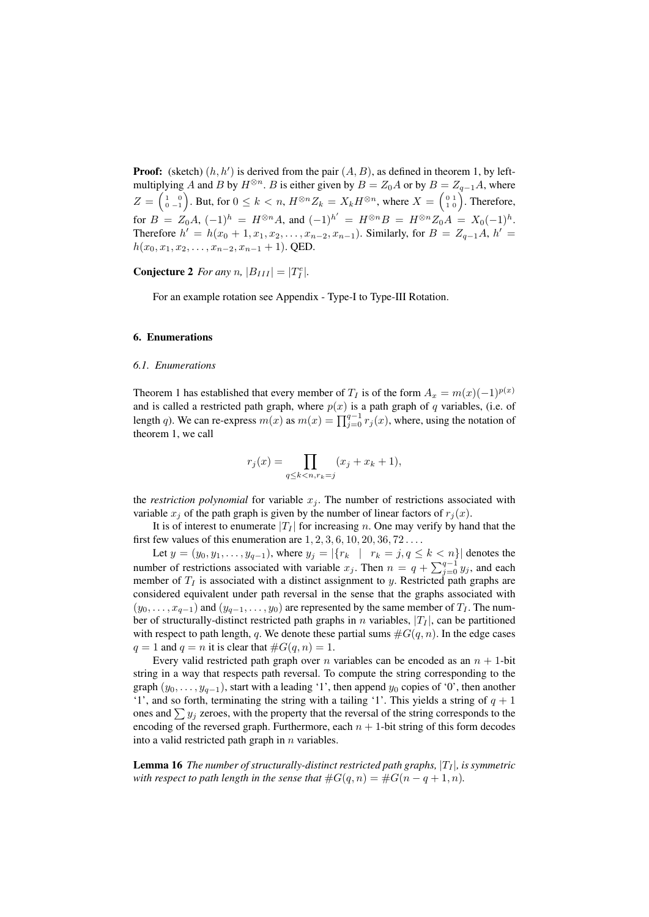**Proof:** (sketch) $(h, h')$ is derived from the pair $(A, B)$, as defined in theorem 1, by left-multiplying $A$ and $B$ by $H^{\otimes n}$. $B$ is either given by $B = Z_0 A$ or by $B = Z_{q-1} A$, where $Z = \begin{pmatrix} 1 & 0 \\ 0 & -1 \end{pmatrix}$. But, for $0 \leq k < n$, $H^{\otimes n} Z_k = X_k H^{\otimes n}$, where $X = \begin{pmatrix} 0 & 1 \\ 1 & 0 \end{pmatrix}$. Therefore, for $B = Z_0 A$, $(-1)^h = H^{\otimes n} A$, and $(-1)^{h'} = H^{\otimes n} B = H^{\otimes n} Z_0 A = X_0 (-1)^h$. Therefore $h' = h(x_0 + 1, x_1, x_2, \ldots, x_{n-2}, x_{n-1})$. Similarly, for $B = Z_{q-1} A$, $h' = h(x_0, x_1, x_2, \ldots, x_{n-2}, x_{n-1} + 1)$. QED.

**Conjecture 2** *For any* $n$, $|B_{III}| = |T_I^e|$.

For an example rotation see Appendix - Type-I to Type-III Rotation.

## 6. Enumerations

### 6.1. Enumerations

Theorem 1 has established that every member of $T_I$ is of the form $A_x = m(x)(-1)^{p(x)}$ and is called a restricted path graph, where $p(x)$ is a path graph of $q$ variables, (i.e. of length $q$). We can re-express $m(x)$ as $m(x) = \prod_{j=0}^{q-1} r_j(x)$, where, using the notation of theorem 1, we call

$$r_j(x) = \prod_{q \leq k < n, r_k = j} (x_j + x_k + 1),$$

the *restriction polynomial* for variable $x_j$. The number of restrictions associated with variable $x_j$ of the path graph is given by the number of linear factors of $r_j(x)$.

It is of interest to enumerate $|T_I|$ for increasing $n$. One may verify by hand that the first few values of this enumeration are $1, 2, 3, 6, 10, 20, 36, 72 \ldots$.

Let $y = (y_0, y_1, \ldots, y_{q-1})$, where $y_j = |\{r_k \mid r_k = j, q \leq k < n\}|$ denotes the number of restrictions associated with variable $x_j$. Then $n = q + \sum_{j=0}^{q-1} y_j$, and each member of $T_I$ is associated with a distinct assignment to $y$. Restricted path graphs are considered equivalent under path reversal in the sense that the graphs associated with $(y_0, \ldots, x_{q-1})$ and $(y_{q-1}, \ldots, y_0)$ are represented by the same member of $T_I$. The number of structurally-distinct restricted path graphs in $n$ variables, $|T_I|$, can be partitioned with respect to path length, $q$. We denote these partial sums $\#G(q, n)$. In the edge cases $q = 1$ and $q = n$ it is clear that $\#G(q, n) = 1$.

Every valid restricted path graph over $n$ variables can be encoded as an $n + 1$-bit string in a way that respects path reversal. To compute the string corresponding to the graph $(y_0, \ldots, y_{q-1})$, start with a leading '1', then append $y_0$ copies of '0', then another '1', and so forth, terminating the string with a tailing '1'. This yields a string of $q + 1$ ones and $\sum y_j$ zeroes, with the property that the reversal of the string corresponds to the encoding of the reversed graph. Furthermore, each $n + 1$-bit string of this form decodes into a valid restricted path graph in $n$ variables.

**Lemma 16** *The number of structurally-distinct restricted path graphs,* $|T_I|$*, is symmetric with respect to path length in the sense that* $\#G(q, n) = \#G(n - q + 1, n)$.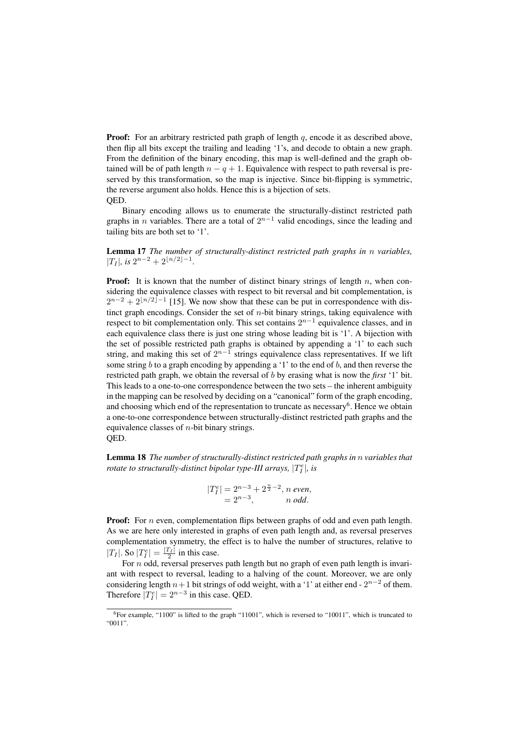**Proof:** For an arbitrary restricted path graph of length $q$, encode it as described above, then flip all bits except the trailing and leading '1's, and decode to obtain a new graph. From the definition of the binary encoding, this map is well-defined and the graph obtained will be of path length $n - q + 1$. Equivalence with respect to path reversal is preserved by this transformation, so the map is injective. Since bit-flipping is symmetric, the reverse argument also holds. Hence this is a bijection of sets.
QED.

Binary encoding allows us to enumerate the structurally-distinct restricted path graphs in $n$ variables. There are a total of $2^{n-1}$ valid encodings, since the leading and tailing bits are both set to '1'.

**Lemma 17** *The number of structurally-distinct restricted path graphs in $n$ variables, $|T_I|$, is $2^{n-2} + 2^{\lfloor n/2 \rfloor - 1}$.*

**Proof:** It is known that the number of distinct binary strings of length $n$, when considering the equivalence classes with respect to bit reversal and bit complementation, is $2^{n-2} + 2^{\lfloor n/2 \rfloor - 1}$ [15]. We now show that these can be put in correspondence with distinct graph encodings. Consider the set of $n$-bit binary strings, taking equivalence with respect to bit complementation only. This set contains $2^{n-1}$ equivalence classes, and in each equivalence class there is just one string whose leading bit is '1'. A bijection with the set of possible restricted path graphs is obtained by appending a '1' to each such string, and making this set of $2^{n-1}$ strings equivalence class representatives. If we lift some string $b$ to a graph encoding by appending a '1' to the end of $b$, and then reverse the restricted path graph, we obtain the reversal of $b$ by erasing what is now the ***first*** '1' bit. This leads to a one-to-one correspondence between the two sets – the inherent ambiguity in the mapping can be resolved by deciding on a "canonical" form of the graph encoding, and choosing which end of the representation to truncate as necessary[6]. Hence we obtain a one-to-one correspondence between structurally-distinct restricted path graphs and the equivalence classes of $n$-bit binary strings.
QED.

**Lemma 18** *The number of structurally-distinct restricted path graphs in $n$ variables that rotate to structurally-distinct bipolar type-III arrays, $|T_I^e|$, is*

$$
\begin{aligned}
|T_I^e| &= 2^{n-3} + 2^{\frac{n}{2}-2}, \; n \text{ even}, \\
&= 2^{n-3}, \qquad\quad\;\; n \text{ odd}.
\end{aligned}
$$

**Proof:** For $n$ even, complementation flips between graphs of odd and even path length. As we are here only interested in graphs of even path length and, as reversal preserves complementation symmetry, the effect is to halve the number of structures, relative to $|T_I|$. So $|T_I^e| = \frac{|T_I|}{2}$ in this case.

For $n$ odd, reversal preserves path length but no graph of even path length is invariant with respect to reversal, leading to a halving of the count. Moreover, we are only considering length $n+1$ bit strings of odd weight, with a '1' at either end - $2^{n-2}$ of them. Therefore $|T_I^e| = 2^{n-3}$ in this case. QED.

[6] For example, "1100" is lifted to the graph "11001", which is reversed to "10011", which is truncated to "0011".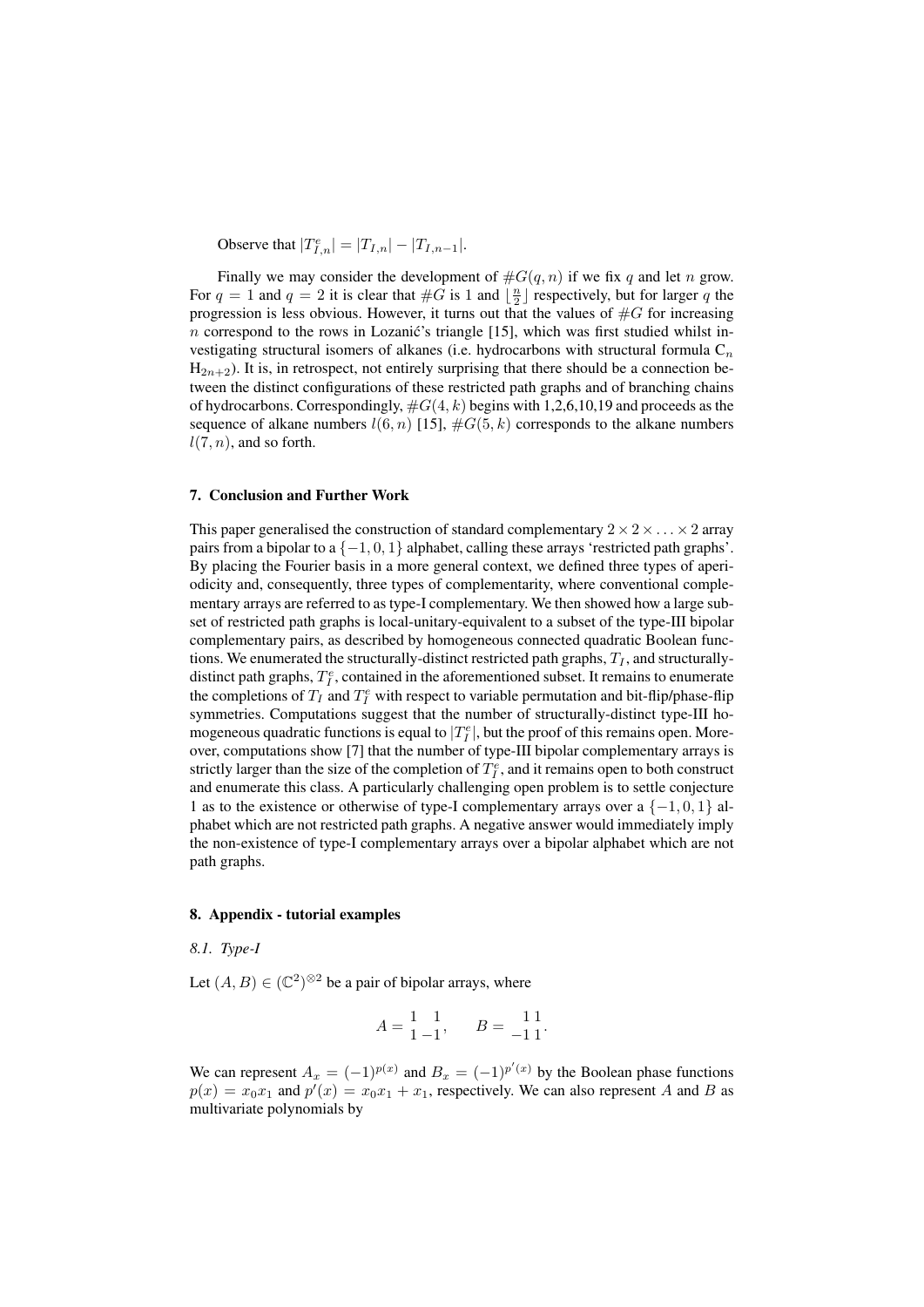Observe that $|T^e_{I,n}| = |T_{I,n}| - |T_{I,n-1}|$.

Finally we may consider the development of $\#G(q, n)$ if we fix $q$ and let $n$ grow. For $q = 1$ and $q = 2$ it is clear that $\#G$ is 1 and $\lfloor \frac{n}{2} \rfloor$ respectively, but for larger $q$ the progression is less obvious. However, it turns out that the values of $\#G$ for increasing $n$ correspond to the rows in Lozanić's triangle [15], which was first studied whilst investigating structural isomers of alkanes (i.e. hydrocarbons with structural formula $C_n H_{2n+2}$). It is, in retrospect, not entirely surprising that there should be a connection between the distinct configurations of these restricted path graphs and of branching chains of hydrocarbons. Correspondingly, $\#G(4, k)$ begins with 1,2,6,10,19 and proceeds as the sequence of alkane numbers $l(6, n)$ [15], $\#G(5, k)$ corresponds to the alkane numbers $l(7, n)$, and so forth.

## 7. Conclusion and Further Work

This paper generalised the construction of standard complementary $2 \times 2 \times \ldots \times 2$ array pairs from a bipolar to a $\{-1, 0, 1\}$ alphabet, calling these arrays 'restricted path graphs'. By placing the Fourier basis in a more general context, we defined three types of aperiodicity and, consequently, three types of complementarity, where conventional complementary arrays are referred to as type-I complementary. We then showed how a large subset of restricted path graphs is local-unitary-equivalent to a subset of the type-III bipolar complementary pairs, as described by homogeneous connected quadratic Boolean functions. We enumerated the structurally-distinct restricted path graphs, $T_I$, and structurally-distinct path graphs, $T^e_I$, contained in the aforementioned subset. It remains to enumerate the completions of $T_I$ and $T^e_I$ with respect to variable permutation and bit-flip/phase-flip symmetries. Computations suggest that the number of structurally-distinct type-III homogeneous quadratic functions is equal to $|T^e_I|$, but the proof of this remains open. Moreover, computations show [7] that the number of type-III bipolar complementary arrays is strictly larger than the size of the completion of $T^e_I$, and it remains open to both construct and enumerate this class. A particularly challenging open problem is to settle conjecture 1 as to the existence or otherwise of type-I complementary arrays over a $\{-1, 0, 1\}$ alphabet which are not restricted path graphs. A negative answer would immediately imply the non-existence of type-I complementary arrays over a bipolar alphabet which are not path graphs.

## 8. Appendix - tutorial examples

### 8.1. Type-I

Let $(A, B) \in (\mathbb{C}^2)^{\otimes 2}$ be a pair of bipolar arrays, where

$$A = \begin{matrix} 1 & 1 \\ 1 & -1 \end{matrix}, \qquad B = \begin{matrix} 1 & 1 \\ -1 & 1 \end{matrix}.$$

We can represent $A_x = (-1)^{p(x)}$ and $B_x = (-1)^{p'(x)}$ by the Boolean phase functions $p(x) = x_0 x_1$ and $p'(x) = x_0 x_1 + x_1$, respectively. We can also represent $A$ and $B$ as multivariate polynomials by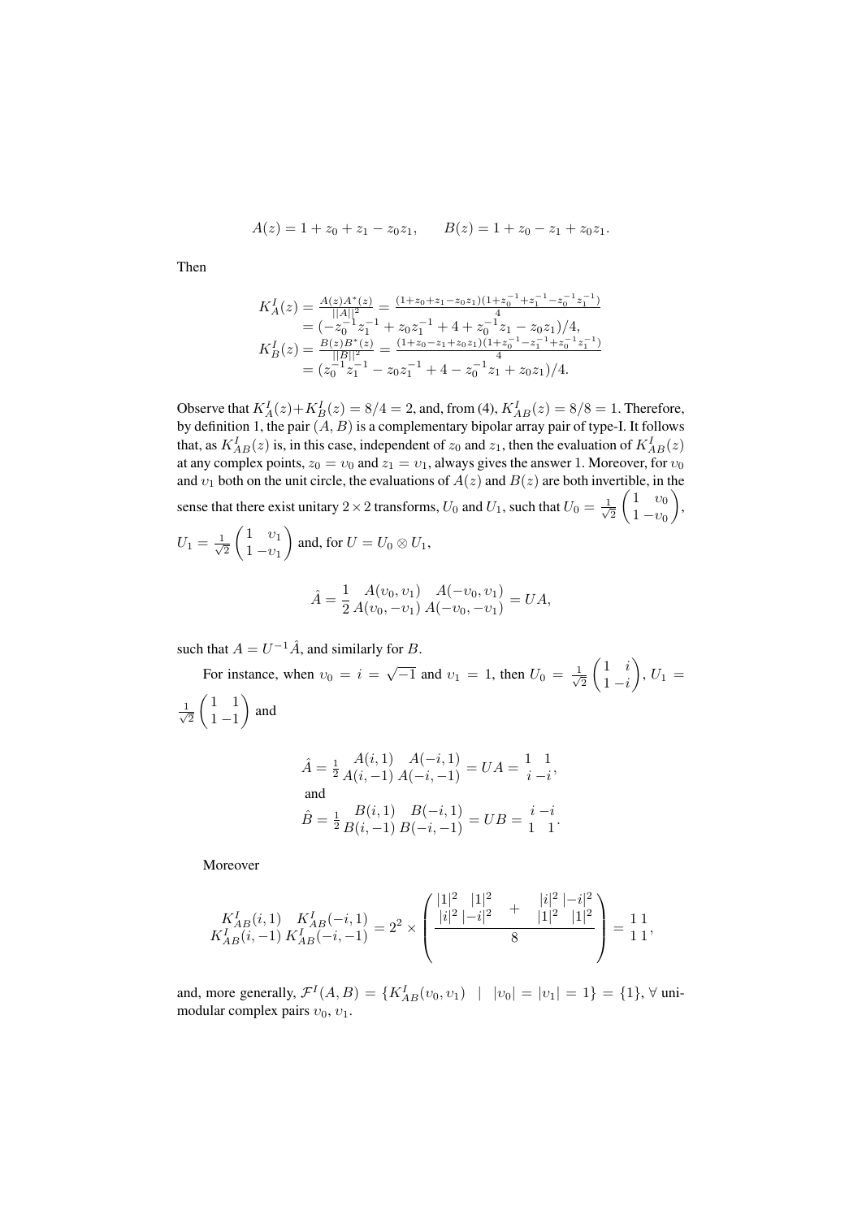$$A(z) = 1 + z_0 + z_1 - z_0 z_1, \qquad B(z) = 1 + z_0 - z_1 + z_0 z_1.$$

Then

$$\begin{aligned}
K^I_A(z) &= \tfrac{A(z)A^*(z)}{||A||^2} = \tfrac{(1+z_0+z_1-z_0z_1)(1+z_0^{-1}+z_1^{-1}-z_0^{-1}z_1^{-1})}{4} \\
&= (-z_0^{-1}z_1^{-1} + z_0 z_1^{-1} + 4 + z_0^{-1} z_1 - z_0 z_1)/4, \\
K^I_B(z) &= \tfrac{B(z)B^*(z)}{||B||^2} = \tfrac{(1+z_0-z_1+z_0z_1)(1+z_0^{-1}-z_1^{-1}+z_0^{-1}z_1^{-1})}{4} \\
&= (z_0^{-1}z_1^{-1} - z_0 z_1^{-1} + 4 - z_0^{-1} z_1 + z_0 z_1)/4.
\end{aligned}$$

Observe that $K^I_A(z) + K^I_B(z) = 8/4 = 2$, and, from (4), $K^I_{AB}(z) = 8/8 = 1$. Therefore, by definition 1, the pair $(A, B)$ is a complementary bipolar array pair of type-I. It follows that, as $K^I_{AB}(z)$ is, in this case, independent of $z_0$ and $z_1$, then the evaluation of $K^I_{AB}(z)$ at any complex points, $z_0 = \upsilon_0$ and $z_1 = \upsilon_1$, always gives the answer 1. Moreover, for $\upsilon_0$ and $\upsilon_1$ both on the unit circle, the evaluations of $A(z)$ and $B(z)$ are both invertible, in the sense that there exist unitary $2 \times 2$ transforms, $U_0$ and $U_1$, such that $U_0 = \frac{1}{\sqrt{2}} \begin{pmatrix} 1 & \upsilon_0 \\ 1 & -\upsilon_0 \end{pmatrix}$, $U_1 = \frac{1}{\sqrt{2}} \begin{pmatrix} 1 & \upsilon_1 \\ 1 & -\upsilon_1 \end{pmatrix}$ and, for $U = U_0 \otimes U_1$,

$$\hat{A} = \frac{1}{2} \begin{matrix} A(\upsilon_0, \upsilon_1) & A(-\upsilon_0, \upsilon_1) \\ A(\upsilon_0, -\upsilon_1) & A(-\upsilon_0, -\upsilon_1) \end{matrix} = UA,$$

such that $A = U^{-1}\hat{A}$, and similarly for $B$.

For instance, when $\upsilon_0 = i = \sqrt{-1}$ and $\upsilon_1 = 1$, then $U_0 = \frac{1}{\sqrt{2}} \begin{pmatrix} 1 & i \\ 1 & -i \end{pmatrix}$, $U_1 = \frac{1}{\sqrt{2}} \begin{pmatrix} 1 & 1 \\ 1 & -1 \end{pmatrix}$ and

$$\begin{aligned}
\hat{A} &= \tfrac{1}{2} \begin{matrix} A(i,1) & A(-i,1) \\ A(i,-1) & A(-i,-1) \end{matrix} = UA = \begin{matrix} 1 & 1 \\ i & -i \end{matrix}, \\
&\text{and} \\
\hat{B} &= \tfrac{1}{2} \begin{matrix} B(i,1) & B(-i,1) \\ B(i,-1) & B(-i,-1) \end{matrix} = UB = \begin{matrix} i & -i \\ 1 & 1 \end{matrix}.
\end{aligned}$$

Moreover

$$\begin{matrix} K^I_{AB}(i,1) & K^I_{AB}(-i,1) \\ K^I_{AB}(i,-1) & K^I_{AB}(-i,-1) \end{matrix} = 2^2 \times \left( \frac{\begin{matrix} |1|^2 & |1|^2 \\ |i|^2 & |-i|^2 \end{matrix} + \begin{matrix} |i|^2 & |-i|^2 \\ |1|^2 & |1|^2 \end{matrix}}{8} \right) = \begin{matrix} 1 & 1 \\ 1 & 1 \end{matrix},$$

and, more generally, $\mathcal{F}^I(A, B) = \{K^I_{AB}(\upsilon_0, \upsilon_1) \ \ | \ \ |\upsilon_0| = |\upsilon_1| = 1\} = \{1\}$, $\forall$ unimodular complex pairs $\upsilon_0, \upsilon_1$.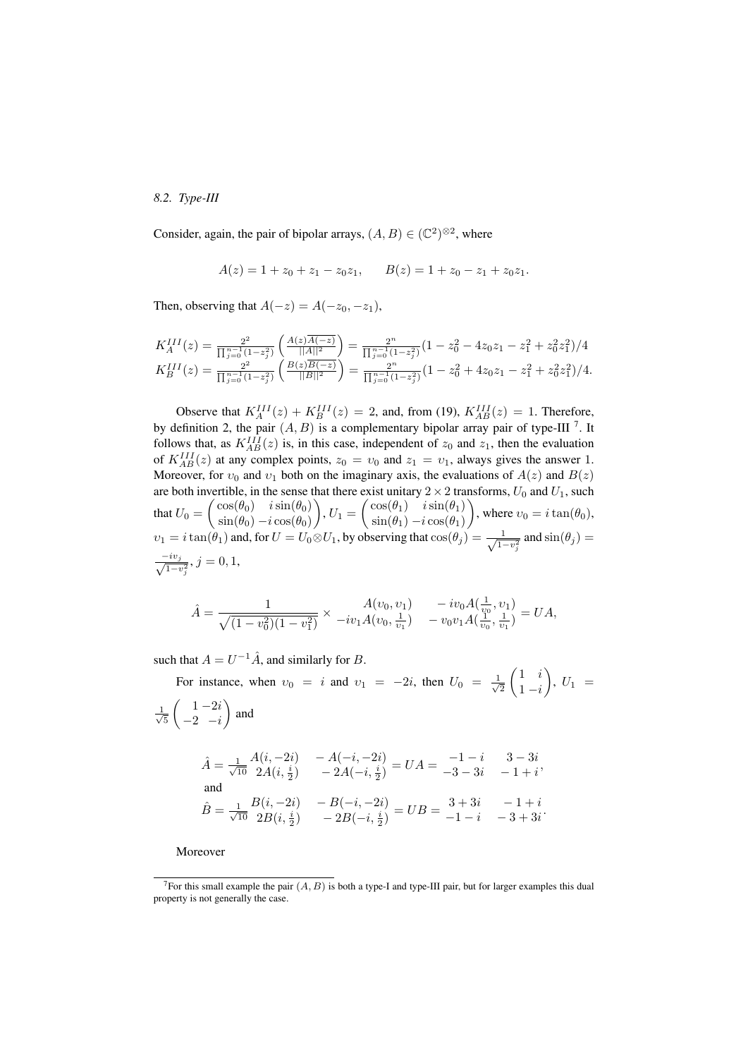*8.2. Type-III*

Consider, again, the pair of bipolar arrays, $(A, B) \in (\mathbb{C}^2)^{\otimes 2}$, where

$$A(z) = 1 + z_0 + z_1 - z_0 z_1, \qquad B(z) = 1 + z_0 - z_1 + z_0 z_1.$$

Then, observing that $A(-z) = A(-z_0, -z_1)$,

$$K_A^{III}(z) = \frac{2^2}{\prod_{j=0}^{n-1}(1-z_j^2)} \left( \frac{A(z)\overline{A(-z)}}{||A||^2} \right) = \frac{2^n}{\prod_{j=0}^{n-1}(1-z_j^2)} (1 - z_0^2 - 4z_0 z_1 - z_1^2 + z_0^2 z_1^2)/4$$
$$K_B^{III}(z) = \frac{2^2}{\prod_{j=0}^{n-1}(1-z_j^2)} \left( \frac{B(z)\overline{B(-z)}}{||B||^2} \right) = \frac{2^n}{\prod_{j=0}^{n-1}(1-z_j^2)} (1 - z_0^2 + 4z_0 z_1 - z_1^2 + z_0^2 z_1^2)/4.$$

Observe that $K_A^{III}(z) + K_B^{III}(z) = 2$, and, from (19), $K_{AB}^{III}(z) = 1$. Therefore, by definition 2, the pair $(A, B)$ is a complementary bipolar array pair of type-III [7]. It follows that, as $K_{AB}^{III}(z)$ is, in this case, independent of $z_0$ and $z_1$, then the evaluation of $K_{AB}^{III}(z)$ at any complex points, $z_0 = \upsilon_0$ and $z_1 = \upsilon_1$, always gives the answer 1. Moreover, for $\upsilon_0$ and $\upsilon_1$ both on the imaginary axis, the evaluations of $A(z)$ and $B(z)$ are both invertible, in the sense that there exist unitary $2 \times 2$ transforms, $U_0$ and $U_1$, such that $U_0 = \begin{pmatrix} \cos(\theta_0) & i\sin(\theta_0) \\ \sin(\theta_0) & -i\cos(\theta_0) \end{pmatrix}$, $U_1 = \begin{pmatrix} \cos(\theta_1) & i\sin(\theta_1) \\ \sin(\theta_1) & -i\cos(\theta_1) \end{pmatrix}$, where $\upsilon_0 = i\tan(\theta_0)$, $\upsilon_1 = i\tan(\theta_1)$ and, for $U = U_0 \otimes U_1$, by observing that $\cos(\theta_j) = \frac{1}{\sqrt{1-\upsilon_j^2}}$ and $\sin(\theta_j) = \frac{-i\upsilon_j}{\sqrt{1-\upsilon_j^2}}$, $j = 0, 1$,

$$\hat{A} = \frac{1}{\sqrt{(1-\upsilon_0^2)(1-\upsilon_1^2)}} \times \begin{matrix} A(\upsilon_0, \upsilon_1) & -i\upsilon_0 A(\frac{1}{\upsilon_0}, \upsilon_1) \\ -i\upsilon_1 A(\upsilon_0, \frac{1}{\upsilon_1}) & -\upsilon_0\upsilon_1 A(\frac{1}{\upsilon_0}, \frac{1}{\upsilon_1}) \end{matrix} = UA,$$

such that $A = U^{-1}\hat{A}$, and similarly for $B$.

For instance, when $\upsilon_0 = i$ and $\upsilon_1 = -2i$, then $U_0 = \frac{1}{\sqrt{2}} \begin{pmatrix} 1 & i \\ 1 & -i \end{pmatrix}$, $U_1 = \frac{1}{\sqrt{5}} \begin{pmatrix} 1 & -2i \\ -2 & -i \end{pmatrix}$ and

$$\hat{A} = \frac{1}{\sqrt{10}} \begin{matrix} A(i, -2i) & -A(-i, -2i) \\ 2A(i, \frac{i}{2}) & -2A(-i, \frac{i}{2}) \end{matrix} = UA = \begin{matrix} -1-i & 3-3i \\ -3-3i & -1+i \end{matrix},$$

and

$$\hat{B} = \frac{1}{\sqrt{10}} \begin{matrix} B(i, -2i) & -B(-i, -2i) \\ 2B(i, \frac{i}{2}) & -2B(-i, \frac{i}{2}) \end{matrix} = UB = \begin{matrix} 3+3i & -1+i \\ -1-i & -3+3i \end{matrix}.$$

Moreover

---

[7] For this small example the pair $(A, B)$ is both a type-I and type-III pair, but for larger examples this dual property is not generally the case.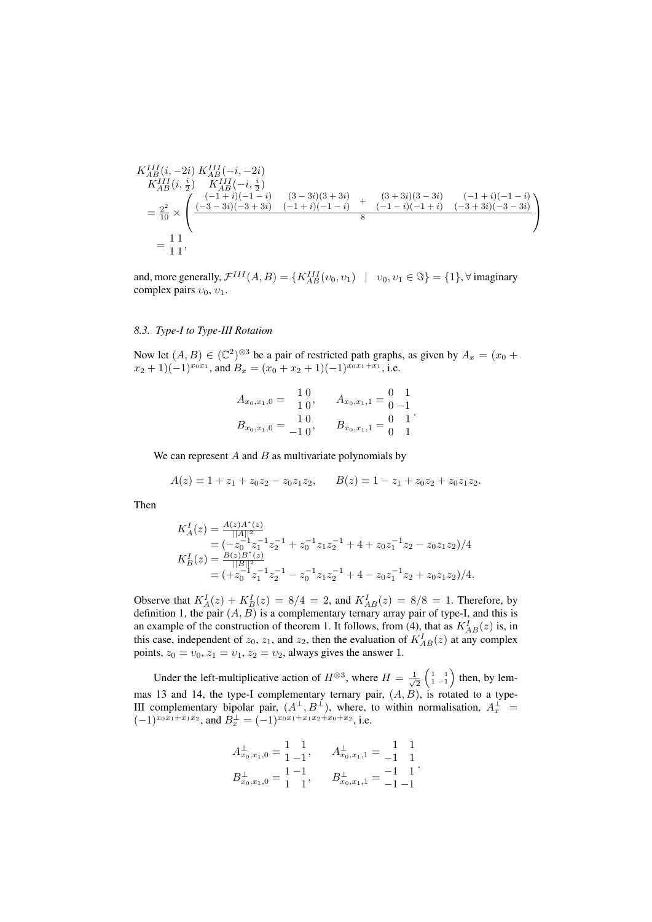$$
\begin{array}{l}
\begin{matrix} K_{AB}^{III}(i,-2i) & K_{AB}^{III}(-i,-2i) \\ K_{AB}^{III}(i,\frac{i}{2}) & K_{AB}^{III}(-i,\frac{i}{2}) \end{matrix} \\
= \frac{2^2}{10} \times \left( \frac{\begin{matrix} (-1+i)(-1-i) & (3-3i)(3+3i) \\ (-3-3i)(-3+3i) & (-1+i)(-1-i) \end{matrix} + \begin{matrix} (3+3i)(3-3i) & (-1+i)(-1-i) \\ (-1-i)(-1+i) & (-3+3i)(-3-3i) \end{matrix}}{8} \right) \\
= \begin{matrix} 1 & 1 \\ 1 & 1 \end{matrix},
\end{array}
$$

and, more generally, $\mathcal{F}^{III}(A,B) = \{K_{AB}^{III}(\upsilon_0,\upsilon_1) \mid \upsilon_0,\upsilon_1 \in \Im\} = \{1\}, \forall$ imaginary complex pairs $\upsilon_0, \upsilon_1$.

### *8.3. Type-I to Type-III Rotation*

Now let $(A,B) \in (\mathbb{C}^2)^{\otimes 3}$ be a pair of restricted path graphs, as given by $A_x = (x_0 + x_2 + 1)(-1)^{x_0x_1}$, and $B_x = (x_0 + x_2 + 1)(-1)^{x_0x_1+x_1}$, i.e.

$$
\begin{array}{ll}
A_{x_0,x_1,0} = \begin{matrix} 1 & 0 \\ 1 & 0 \end{matrix}, & A_{x_0,x_1,1} = \begin{matrix} 0 & 1 \\ 0 & -1 \end{matrix} \\
B_{x_0,x_1,0} = \begin{matrix} 1 & 0 \\ -1 & 0 \end{matrix}, & B_{x_0,x_1,1} = \begin{matrix} 0 & 1 \\ 0 & 1 \end{matrix}
\end{array}.
$$

We can represent $A$ and $B$ as multivariate polynomials by

$$
A(z) = 1 + z_1 + z_0z_2 - z_0z_1z_2, \qquad B(z) = 1 - z_1 + z_0z_2 + z_0z_1z_2.
$$

Then

$$
\begin{aligned}
K_A^I(z) &= \frac{A(z)A^*(z)}{||A||^2} \\
&= (-z_0^{-1}z_1^{-1}z_2^{-1} + z_0^{-1}z_1z_2^{-1} + 4 + z_0z_1^{-1}z_2 - z_0z_1z_2)/4 \\
K_B^I(z) &= \frac{B(z)B^*(z)}{||B||^2} \\
&= (+z_0^{-1}z_1^{-1}z_2^{-1} - z_0^{-1}z_1z_2^{-1} + 4 - z_0z_1^{-1}z_2 + z_0z_1z_2)/4.
\end{aligned}
$$

Observe that $K_A^I(z) + K_B^I(z) = 8/4 = 2$, and $K_{AB}^I(z) = 8/8 = 1$. Therefore, by definition 1, the pair $(A,B)$ is a complementary ternary array pair of type-I, and this is an example of the construction of theorem 1. It follows, from (4), that as $K_{AB}^I(z)$ is, in this case, independent of $z_0$, $z_1$, and $z_2$, then the evaluation of $K_{AB}^I(z)$ at any complex points, $z_0 = \upsilon_0$, $z_1 = \upsilon_1$, $z_2 = \upsilon_2$, always gives the answer 1.

Under the left-multiplicative action of $H^{\otimes 3}$, where $H = \frac{1}{\sqrt{2}}\begin{pmatrix} 1 & 1 \\ 1 & -1 \end{pmatrix}$ then, by lemmas 13 and 14, the type-I complementary ternary pair, $(A,B)$, is rotated to a type-III complementary bipolar pair, $(A^\perp, B^\perp)$, where, to within normalisation, $A_x^\perp = (-1)^{x_0x_1+x_1x_2}$, and $B_x^\perp = (-1)^{x_0x_1+x_1x_2+x_0+x_2}$, i.e.

$$
\begin{array}{ll}
A^\perp_{x_0,x_1,0} = \begin{matrix} 1 & 1 \\ 1 & -1 \end{matrix}, & A^\perp_{x_0,x_1,1} = \begin{matrix} 1 & 1 \\ -1 & 1 \end{matrix} \\
B^\perp_{x_0,x_1,0} = \begin{matrix} 1 & -1 \\ 1 & 1 \end{matrix}, & B^\perp_{x_0,x_1,1} = \begin{matrix} -1 & 1 \\ -1 & -1 \end{matrix}
\end{array}.
$$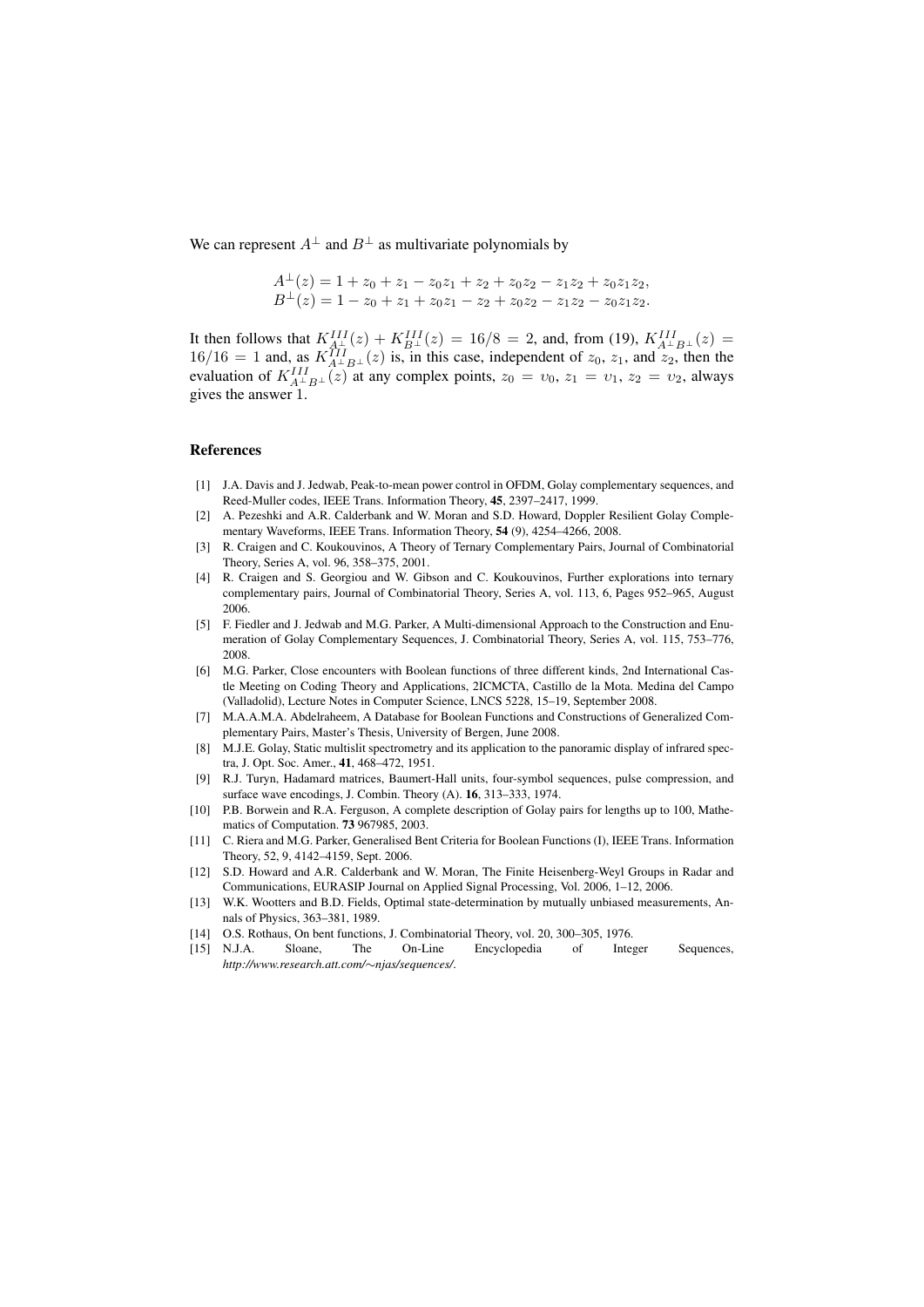We can represent $A^\perp$ and $B^\perp$ as multivariate polynomials by

$$A^\perp(z) = 1 + z_0 + z_1 - z_0 z_1 + z_2 + z_0 z_2 - z_1 z_2 + z_0 z_1 z_2,$$
$$B^\perp(z) = 1 - z_0 + z_1 + z_0 z_1 - z_2 + z_0 z_2 - z_1 z_2 - z_0 z_1 z_2.$$

It then follows that $K^{III}_{A^\perp}(z) + K^{III}_{B^\perp}(z) = 16/8 = 2$, and, from (19), $K^{III}_{A^\perp B^\perp}(z) = 16/16 = 1$ and, as $K^{III}_{A^\perp B^\perp}(z)$ is, in this case, independent of $z_0$, $z_1$, and $z_2$, then the evaluation of $K^{III}_{A^\perp B^\perp}(z)$ at any complex points, $z_0 = \upsilon_0$, $z_1 = \upsilon_1$, $z_2 = \upsilon_2$, always gives the answer 1.

## References

[1] J.A. Davis and J. Jedwab, Peak-to-mean power control in OFDM, Golay complementary sequences, and Reed-Muller codes, IEEE Trans. Information Theory, **45**, 2397–2417, 1999.

[2] A. Pezeshki and A.R. Calderbank and W. Moran and S.D. Howard, Doppler Resilient Golay Complementary Waveforms, IEEE Trans. Information Theory, **54** (9), 4254–4266, 2008.

[3] R. Craigen and C. Koukouvinos, A Theory of Ternary Complementary Pairs, Journal of Combinatorial Theory, Series A, vol. 96, 358–375, 2001.

[4] R. Craigen and S. Georgiou and W. Gibson and C. Koukouvinos, Further explorations into ternary complementary pairs, Journal of Combinatorial Theory, Series A, vol. 113, 6, Pages 952–965, August 2006.

[5] F. Fiedler and J. Jedwab and M.G. Parker, A Multi-dimensional Approach to the Construction and Enumeration of Golay Complementary Sequences, J. Combinatorial Theory, Series A, vol. 115, 753–776, 2008.

[6] M.G. Parker, Close encounters with Boolean functions of three different kinds, 2nd International Castle Meeting on Coding Theory and Applications, 2ICMCTA, Castillo de la Mota. Medina del Campo (Valladolid), Lecture Notes in Computer Science, LNCS 5228, 15–19, September 2008.

[7] M.A.A.M.A. Abdelraheem, A Database for Boolean Functions and Constructions of Generalized Complementary Pairs, Master's Thesis, University of Bergen, June 2008.

[8] M.J.E. Golay, Static multislit spectrometry and its application to the panoramic display of infrared spectra, J. Opt. Soc. Amer., **41**, 468–472, 1951.

[9] R.J. Turyn, Hadamard matrices, Baumert-Hall units, four-symbol sequences, pulse compression, and surface wave encodings, J. Combin. Theory (A). **16**, 313–333, 1974.

[10] P.B. Borwein and R.A. Ferguson, A complete description of Golay pairs for lengths up to 100, Mathematics of Computation. **73** 967985, 2003.

[11] C. Riera and M.G. Parker, Generalised Bent Criteria for Boolean Functions (I), IEEE Trans. Information Theory, 52, 9, 4142–4159, Sept. 2006.

[12] S.D. Howard and A.R. Calderbank and W. Moran, The Finite Heisenberg-Weyl Groups in Radar and Communications, EURASIP Journal on Applied Signal Processing, Vol. 2006, 1–12, 2006.

[13] W.K. Wootters and B.D. Fields, Optimal state-determination by mutually unbiased measurements, Annals of Physics, 363–381, 1989.

[14] O.S. Rothaus, On bent functions, J. Combinatorial Theory, vol. 20, 300–305, 1976.

[15] N.J.A. Sloane, The On-Line Encyclopedia of Integer Sequences, *http://www.research.att.com/∼njas/sequences/*.